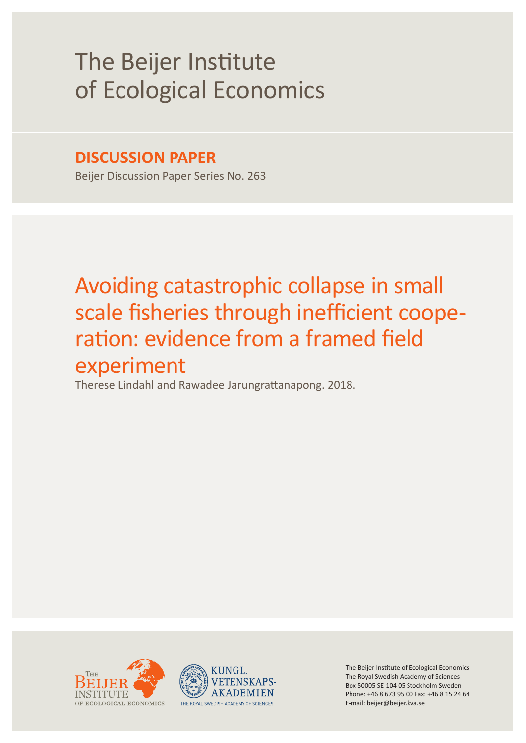# The Beijer Institute of Ecological Economics

**DISCUSSION PAPER**

Beijer Discussion Paper Series No. 263

## Avoiding catastrophic collapse in small scale fisheries through inefficient cooperation: evidence from a framed field experiment

Therese Lindahl and Rawadee Jarungrattanapong. 2018.

The Beijer Institute of Ecological Economics
The Royal Swedish Academy of Sciences
Box 50005 SE-104 05 Stockholm Sweden
Phone: +46 8 673 95 00 Fax: +46 8 15 24 64
E-mail: beijer@beijer.kva.se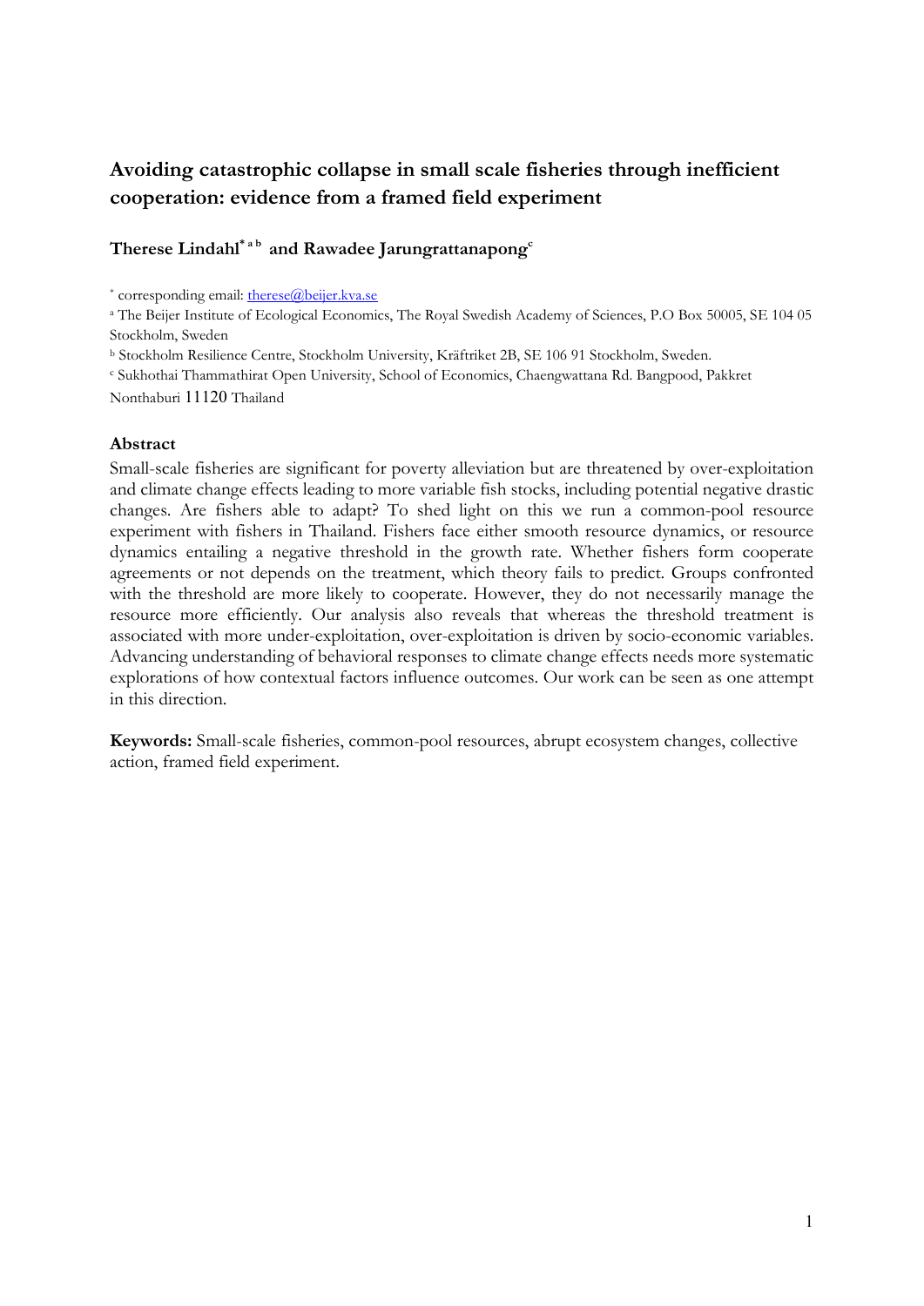# Avoiding catastrophic collapse in small scale fisheries through inefficient cooperation: evidence from a framed field experiment

**Therese Lindahl[*a b] and Rawadee Jarungrattanapong[c]**

[*] corresponding email: therese@beijer.kva.se

[a] The Beijer Institute of Ecological Economics, The Royal Swedish Academy of Sciences, P.O Box 50005, SE 104 05 Stockholm, Sweden

[b] Stockholm Resilience Centre, Stockholm University, Kräftriket 2B, SE 106 91 Stockholm, Sweden.

[c] Sukhothai Thammathirat Open University, School of Economics, Chaengwattana Rd. Bangpood, Pakkret Nonthaburi 11120 Thailand

## Abstract

Small-scale fisheries are significant for poverty alleviation but are threatened by over-exploitation and climate change effects leading to more variable fish stocks, including potential negative drastic changes. Are fishers able to adapt? To shed light on this we run a common-pool resource experiment with fishers in Thailand. Fishers face either smooth resource dynamics, or resource dynamics entailing a negative threshold in the growth rate. Whether fishers form cooperate agreements or not depends on the treatment, which theory fails to predict. Groups confronted with the threshold are more likely to cooperate. However, they do not necessarily manage the resource more efficiently. Our analysis also reveals that whereas the threshold treatment is associated with more under-exploitation, over-exploitation is driven by socio-economic variables. Advancing understanding of behavioral responses to climate change effects needs more systematic explorations of how contextual factors influence outcomes. Our work can be seen as one attempt in this direction.

**Keywords:** Small-scale fisheries, common-pool resources, abrupt ecosystem changes, collective action, framed field experiment.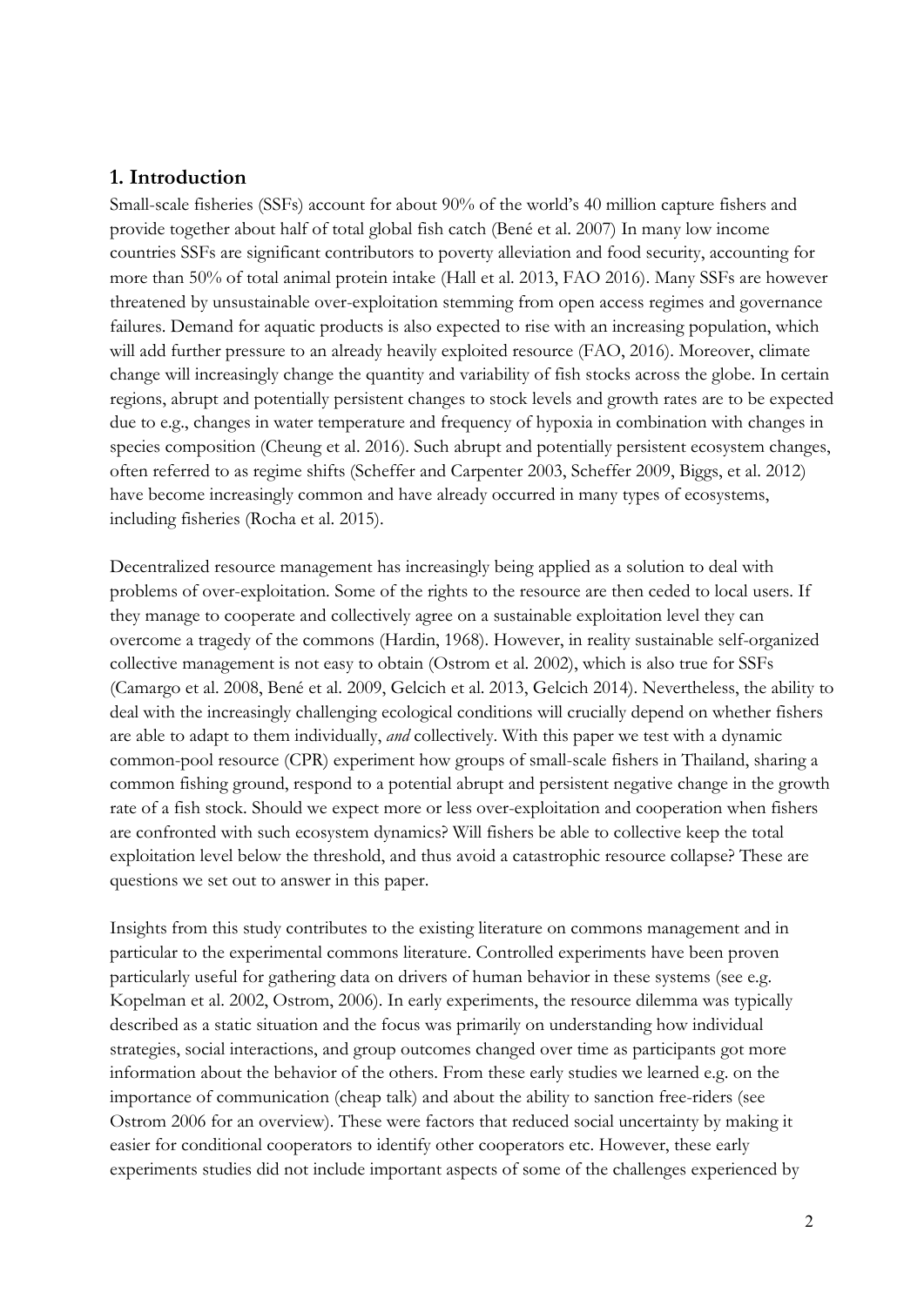## 1. Introduction

Small-scale fisheries (SSFs) account for about 90% of the world's 40 million capture fishers and provide together about half of total global fish catch (Bené et al. 2007) In many low income countries SSFs are significant contributors to poverty alleviation and food security, accounting for more than 50% of total animal protein intake (Hall et al. 2013, FAO 2016). Many SSFs are however threatened by unsustainable over-exploitation stemming from open access regimes and governance failures. Demand for aquatic products is also expected to rise with an increasing population, which will add further pressure to an already heavily exploited resource (FAO, 2016). Moreover, climate change will increasingly change the quantity and variability of fish stocks across the globe. In certain regions, abrupt and potentially persistent changes to stock levels and growth rates are to be expected due to e.g., changes in water temperature and frequency of hypoxia in combination with changes in species composition (Cheung et al. 2016). Such abrupt and potentially persistent ecosystem changes, often referred to as regime shifts (Scheffer and Carpenter 2003, Scheffer 2009, Biggs, et al. 2012) have become increasingly common and have already occurred in many types of ecosystems, including fisheries (Rocha et al. 2015).

Decentralized resource management has increasingly being applied as a solution to deal with problems of over-exploitation. Some of the rights to the resource are then ceded to local users. If they manage to cooperate and collectively agree on a sustainable exploitation level they can overcome a tragedy of the commons (Hardin, 1968). However, in reality sustainable self-organized collective management is not easy to obtain (Ostrom et al. 2002), which is also true for SSFs (Camargo et al. 2008, Bené et al. 2009, Gelcich et al. 2013, Gelcich 2014). Nevertheless, the ability to deal with the increasingly challenging ecological conditions will crucially depend on whether fishers are able to adapt to them individually, *and* collectively. With this paper we test with a dynamic common-pool resource (CPR) experiment how groups of small-scale fishers in Thailand, sharing a common fishing ground, respond to a potential abrupt and persistent negative change in the growth rate of a fish stock. Should we expect more or less over-exploitation and cooperation when fishers are confronted with such ecosystem dynamics? Will fishers be able to collective keep the total exploitation level below the threshold, and thus avoid a catastrophic resource collapse? These are questions we set out to answer in this paper.

Insights from this study contributes to the existing literature on commons management and in particular to the experimental commons literature. Controlled experiments have been proven particularly useful for gathering data on drivers of human behavior in these systems (see e.g. Kopelman et al. 2002, Ostrom, 2006). In early experiments, the resource dilemma was typically described as a static situation and the focus was primarily on understanding how individual strategies, social interactions, and group outcomes changed over time as participants got more information about the behavior of the others. From these early studies we learned e.g. on the importance of communication (cheap talk) and about the ability to sanction free-riders (see Ostrom 2006 for an overview). These were factors that reduced social uncertainty by making it easier for conditional cooperators to identify other cooperators etc. However, these early experiments studies did not include important aspects of some of the challenges experienced by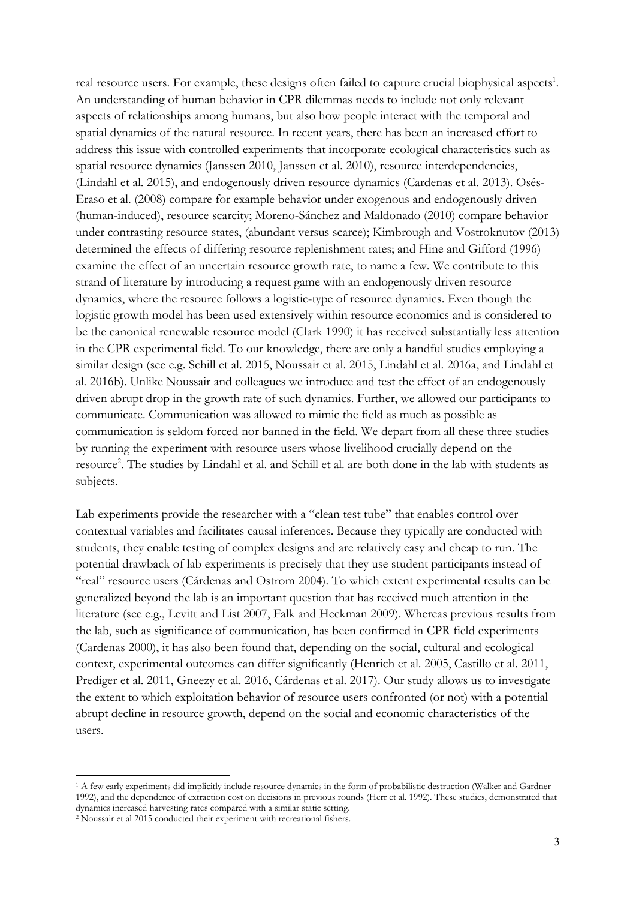real resource users. For example, these designs often failed to capture crucial biophysical aspects[1]. An understanding of human behavior in CPR dilemmas needs to include not only relevant aspects of relationships among humans, but also how people interact with the temporal and spatial dynamics of the natural resource. In recent years, there has been an increased effort to address this issue with controlled experiments that incorporate ecological characteristics such as spatial resource dynamics (Janssen 2010, Janssen et al. 2010), resource interdependencies, (Lindahl et al. 2015), and endogenously driven resource dynamics (Cardenas et al. 2013). Osés-Eraso et al. (2008) compare for example behavior under exogenous and endogenously driven (human-induced), resource scarcity; Moreno-Sánchez and Maldonado (2010) compare behavior under contrasting resource states, (abundant versus scarce); Kimbrough and Vostroknutov (2013) determined the effects of differing resource replenishment rates; and Hine and Gifford (1996) examine the effect of an uncertain resource growth rate, to name a few. We contribute to this strand of literature by introducing a request game with an endogenously driven resource dynamics, where the resource follows a logistic-type of resource dynamics. Even though the logistic growth model has been used extensively within resource economics and is considered to be the canonical renewable resource model (Clark 1990) it has received substantially less attention in the CPR experimental field. To our knowledge, there are only a handful studies employing a similar design (see e.g. Schill et al. 2015, Noussair et al. 2015, Lindahl et al. 2016a, and Lindahl et al. 2016b). Unlike Noussair and colleagues we introduce and test the effect of an endogenously driven abrupt drop in the growth rate of such dynamics. Further, we allowed our participants to communicate. Communication was allowed to mimic the field as much as possible as communication is seldom forced nor banned in the field. We depart from all these three studies by running the experiment with resource users whose livelihood crucially depend on the resource[2]. The studies by Lindahl et al. and Schill et al. are both done in the lab with students as subjects.

Lab experiments provide the researcher with a "clean test tube" that enables control over contextual variables and facilitates causal inferences. Because they typically are conducted with students, they enable testing of complex designs and are relatively easy and cheap to run. The potential drawback of lab experiments is precisely that they use student participants instead of "real" resource users (Cárdenas and Ostrom 2004). To which extent experimental results can be generalized beyond the lab is an important question that has received much attention in the literature (see e.g., Levitt and List 2007, Falk and Heckman 2009). Whereas previous results from the lab, such as significance of communication, has been confirmed in CPR field experiments (Cardenas 2000), it has also been found that, depending on the social, cultural and ecological context, experimental outcomes can differ significantly (Henrich et al. 2005, Castillo et al. 2011, Prediger et al. 2011, Gneezy et al. 2016, Cárdenas et al. 2017). Our study allows us to investigate the extent to which exploitation behavior of resource users confronted (or not) with a potential abrupt decline in resource growth, depend on the social and economic characteristics of the users.

---

[1] A few early experiments did implicitly include resource dynamics in the form of probabilistic destruction (Walker and Gardner 1992), and the dependence of extraction cost on decisions in previous rounds (Herr et al. 1992). These studies, demonstrated that dynamics increased harvesting rates compared with a similar static setting.

[2] Noussair et al 2015 conducted their experiment with recreational fishers.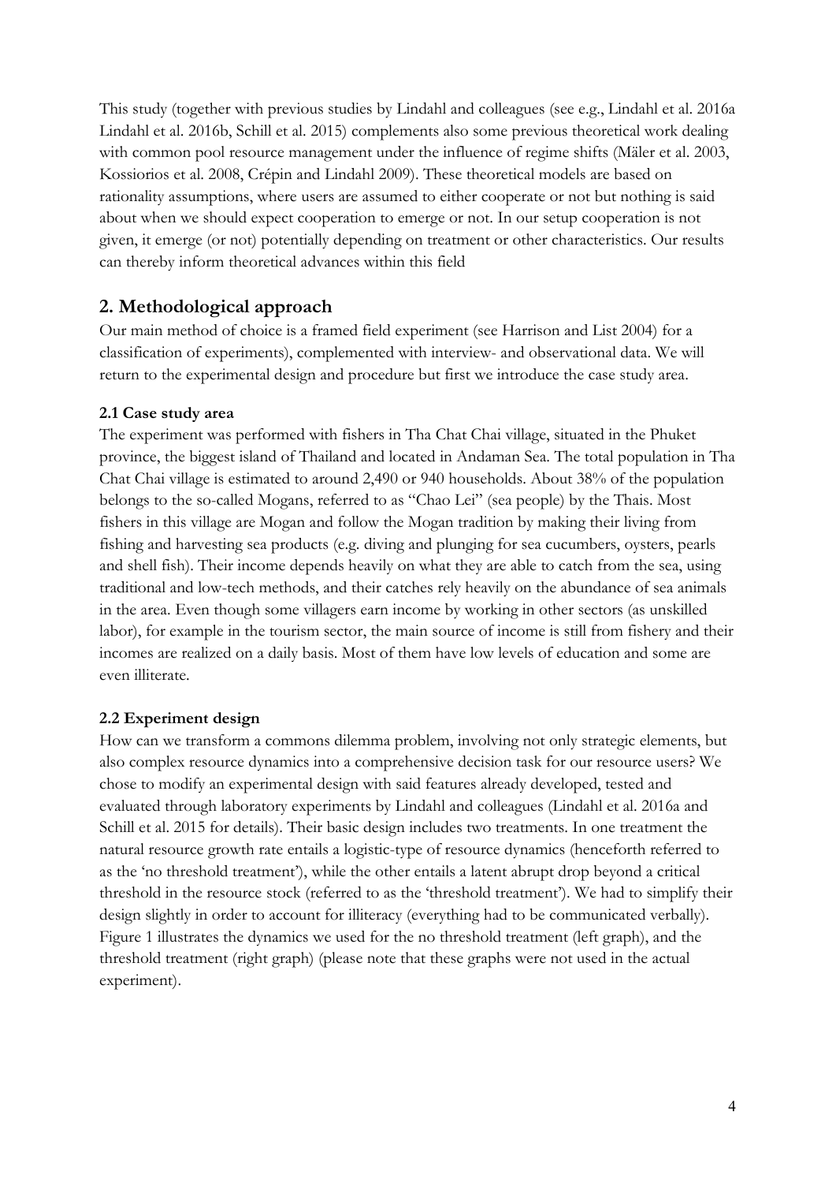This study (together with previous studies by Lindahl and colleagues (see e.g., Lindahl et al. 2016a Lindahl et al. 2016b, Schill et al. 2015) complements also some previous theoretical work dealing with common pool resource management under the influence of regime shifts (Mäler et al. 2003, Kossiorios et al. 2008, Crépin and Lindahl 2009). These theoretical models are based on rationality assumptions, where users are assumed to either cooperate or not but nothing is said about when we should expect cooperation to emerge or not. In our setup cooperation is not given, it emerge (or not) potentially depending on treatment or other characteristics. Our results can thereby inform theoretical advances within this field

## 2. Methodological approach

Our main method of choice is a framed field experiment (see Harrison and List 2004) for a classification of experiments), complemented with interview- and observational data. We will return to the experimental design and procedure but first we introduce the case study area.

### 2.1 Case study area

The experiment was performed with fishers in Tha Chat Chai village, situated in the Phuket province, the biggest island of Thailand and located in Andaman Sea. The total population in Tha Chat Chai village is estimated to around 2,490 or 940 households. About 38% of the population belongs to the so-called Mogans, referred to as "Chao Lei" (sea people) by the Thais. Most fishers in this village are Mogan and follow the Mogan tradition by making their living from fishing and harvesting sea products (e.g. diving and plunging for sea cucumbers, oysters, pearls and shell fish). Their income depends heavily on what they are able to catch from the sea, using traditional and low-tech methods, and their catches rely heavily on the abundance of sea animals in the area. Even though some villagers earn income by working in other sectors (as unskilled labor), for example in the tourism sector, the main source of income is still from fishery and their incomes are realized on a daily basis. Most of them have low levels of education and some are even illiterate.

### 2.2 Experiment design

How can we transform a commons dilemma problem, involving not only strategic elements, but also complex resource dynamics into a comprehensive decision task for our resource users? We chose to modify an experimental design with said features already developed, tested and evaluated through laboratory experiments by Lindahl and colleagues (Lindahl et al. 2016a and Schill et al. 2015 for details). Their basic design includes two treatments. In one treatment the natural resource growth rate entails a logistic-type of resource dynamics (henceforth referred to as the 'no threshold treatment'), while the other entails a latent abrupt drop beyond a critical threshold in the resource stock (referred to as the 'threshold treatment'). We had to simplify their design slightly in order to account for illiteracy (everything had to be communicated verbally). Figure 1 illustrates the dynamics we used for the no threshold treatment (left graph), and the threshold treatment (right graph) (please note that these graphs were not used in the actual experiment).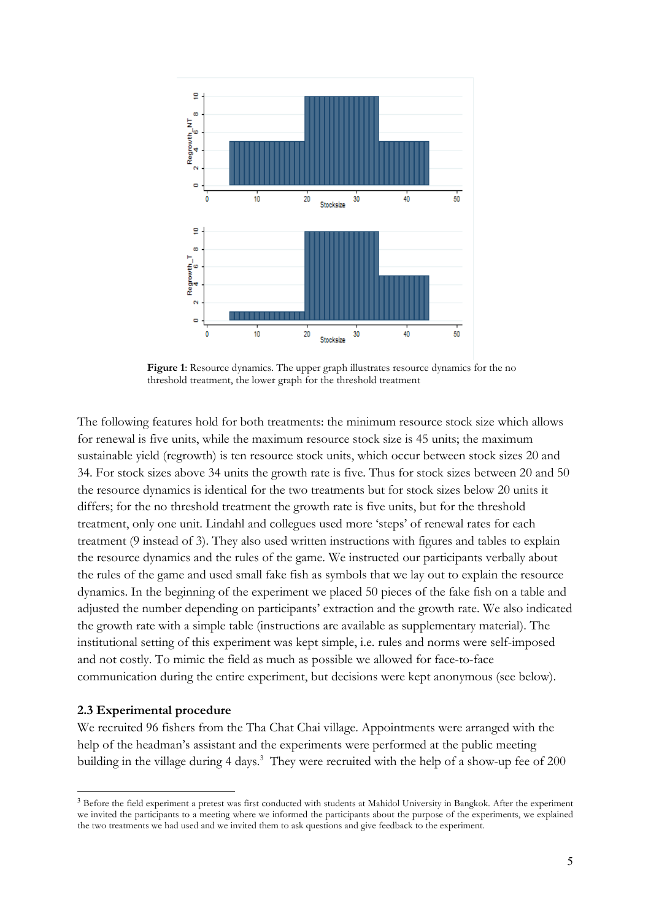**Figure 1**: Resource dynamics. The upper graph illustrates resource dynamics for the no threshold treatment, the lower graph for the threshold treatment

The following features hold for both treatments: the minimum resource stock size which allows for renewal is five units, while the maximum resource stock size is 45 units; the maximum sustainable yield (regrowth) is ten resource stock units, which occur between stock sizes 20 and 34. For stock sizes above 34 units the growth rate is five. Thus for stock sizes between 20 and 50 the resource dynamics is identical for the two treatments but for stock sizes below 20 units it differs; for the no threshold treatment the growth rate is five units, but for the threshold treatment, only one unit. Lindahl and collegues used more 'steps' of renewal rates for each treatment (9 instead of 3). They also used written instructions with figures and tables to explain the resource dynamics and the rules of the game. We instructed our participants verbally about the rules of the game and used small fake fish as symbols that we lay out to explain the resource dynamics. In the beginning of the experiment we placed 50 pieces of the fake fish on a table and adjusted the number depending on participants' extraction and the growth rate. We also indicated the growth rate with a simple table (instructions are available as supplementary material). The institutional setting of this experiment was kept simple, i.e. rules and norms were self-imposed and not costly. To mimic the field as much as possible we allowed for face-to-face communication during the entire experiment, but decisions were kept anonymous (see below).

### 2.3 Experimental procedure

We recruited 96 fishers from the Tha Chat Chai village. Appointments were arranged with the help of the headman's assistant and the experiments were performed at the public meeting building in the village during 4 days.[3] They were recruited with the help of a show-up fee of 200

---

[3] Before the field experiment a pretest was first conducted with students at Mahidol University in Bangkok. After the experiment we invited the participants to a meeting where we informed the participants about the purpose of the experiments, we explained the two treatments we had used and we invited them to ask questions and give feedback to the experiment.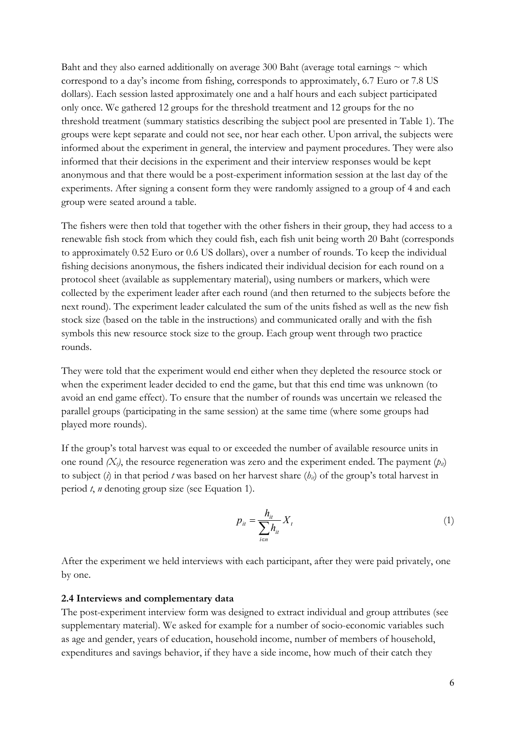Baht and they also earned additionally on average 300 Baht (average total earnings ~ which correspond to a day's income from fishing, corresponds to approximately, 6.7 Euro or 7.8 US dollars). Each session lasted approximately one and a half hours and each subject participated only once. We gathered 12 groups for the threshold treatment and 12 groups for the no threshold treatment (summary statistics describing the subject pool are presented in Table 1). The groups were kept separate and could not see, nor hear each other. Upon arrival, the subjects were informed about the experiment in general, the interview and payment procedures. They were also informed that their decisions in the experiment and their interview responses would be kept anonymous and that there would be a post-experiment information session at the last day of the experiments. After signing a consent form they were randomly assigned to a group of 4 and each group were seated around a table.

The fishers were then told that together with the other fishers in their group, they had access to a renewable fish stock from which they could fish, each fish unit being worth 20 Baht (corresponds to approximately 0.52 Euro or 0.6 US dollars), over a number of rounds. To keep the individual fishing decisions anonymous, the fishers indicated their individual decision for each round on a protocol sheet (available as supplementary material), using numbers or markers, which were collected by the experiment leader after each round (and then returned to the subjects before the next round). The experiment leader calculated the sum of the units fished as well as the new fish stock size (based on the table in the instructions) and communicated orally and with the fish symbols this new resource stock size to the group. Each group went through two practice rounds.

They were told that the experiment would end either when they depleted the resource stock or when the experiment leader decided to end the game, but that this end time was unknown (to avoid an end game effect). To ensure that the number of rounds was uncertain we released the parallel groups (participating in the same session) at the same time (where some groups had played more rounds).

If the group's total harvest was equal to or exceeded the number of available resource units in one round *($X_t$)*, the resource regeneration was zero and the experiment ended. The payment ($p_{it}$) to subject ($i$) in that period $t$ was based on her harvest share ($h_{it}$) of the group's total harvest in period $t$, $n$ denoting group size (see Equation 1).

$$p_{it} = \frac{h_{it}}{\sum_{i \in n} h_{it}} X_t \tag{1}$$

After the experiment we held interviews with each participant, after they were paid privately, one by one.

### 2.4 Interviews and complementary data

The post-experiment interview form was designed to extract individual and group attributes (see supplementary material). We asked for example for a number of socio-economic variables such as age and gender, years of education, household income, number of members of household, expenditures and savings behavior, if they have a side income, how much of their catch they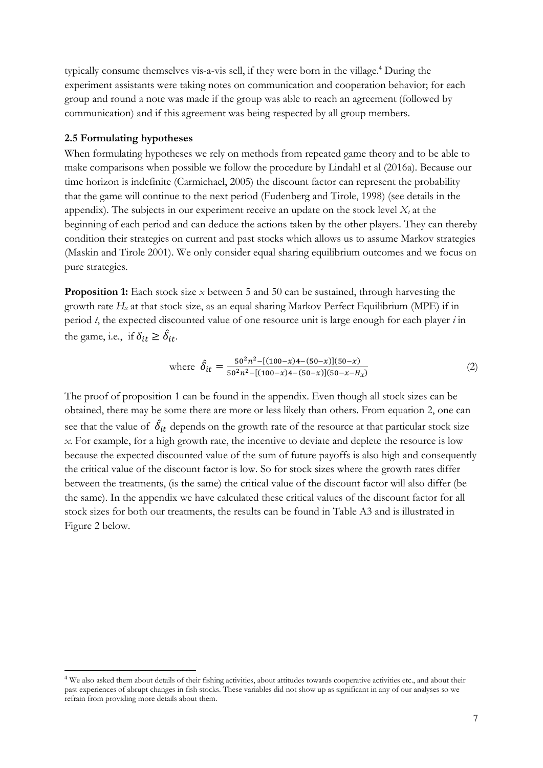typically consume themselves vis-a-vis sell, if they were born in the village.[4] During the experiment assistants were taking notes on communication and cooperation behavior; for each group and round a note was made if the group was able to reach an agreement (followed by communication) and if this agreement was being respected by all group members.

### 2.5 Formulating hypotheses

When formulating hypotheses we rely on methods from repeated game theory and to be able to make comparisons when possible we follow the procedure by Lindahl et al (2016a). Because our time horizon is indefinite (Carmichael, 2005) the discount factor can represent the probability that the game will continue to the next period (Fudenberg and Tirole, 1998) (see details in the appendix). The subjects in our experiment receive an update on the stock level $X_t$ at the beginning of each period and can deduce the actions taken by the other players. They can thereby condition their strategies on current and past stocks which allows us to assume Markov strategies (Maskin and Tirole 2001). We only consider equal sharing equilibrium outcomes and we focus on pure strategies.

**Proposition 1:** Each stock size $x$ between 5 and 50 can be sustained, through harvesting the growth rate $H_x$ at that stock size, as an equal sharing Markov Perfect Equilibrium (MPE) if in period $t$, the expected discounted value of one resource unit is large enough for each player $i$ in the game, i.e., if $\delta_{it} \geq \hat{\delta}_{it}$.

$$\text{where } \hat{\delta}_{it} = \frac{50^2 n^2 - [(100-x)4-(50-x)](50-x)}{50^2 n^2 - [(100-x)4-(50-x)](50-x-H_x)} \tag{2}$$

The proof of proposition 1 can be found in the appendix. Even though all stock sizes can be obtained, there may be some there are more or less likely than others. From equation 2, one can see that the value of $\hat{\delta}_{it}$ depends on the growth rate of the resource at that particular stock size $x$. For example, for a high growth rate, the incentive to deviate and deplete the resource is low because the expected discounted value of the sum of future payoffs is also high and consequently the critical value of the discount factor is low. So for stock sizes where the growth rates differ between the treatments, (is the same) the critical value of the discount factor will also differ (be the same). In the appendix we have calculated these critical values of the discount factor for all stock sizes for both our treatments, the results can be found in Table A3 and is illustrated in Figure 2 below.

---

[4] We also asked them about details of their fishing activities, about attitudes towards cooperative activities etc., and about their past experiences of abrupt changes in fish stocks. These variables did not show up as significant in any of our analyses so we refrain from providing more details about them.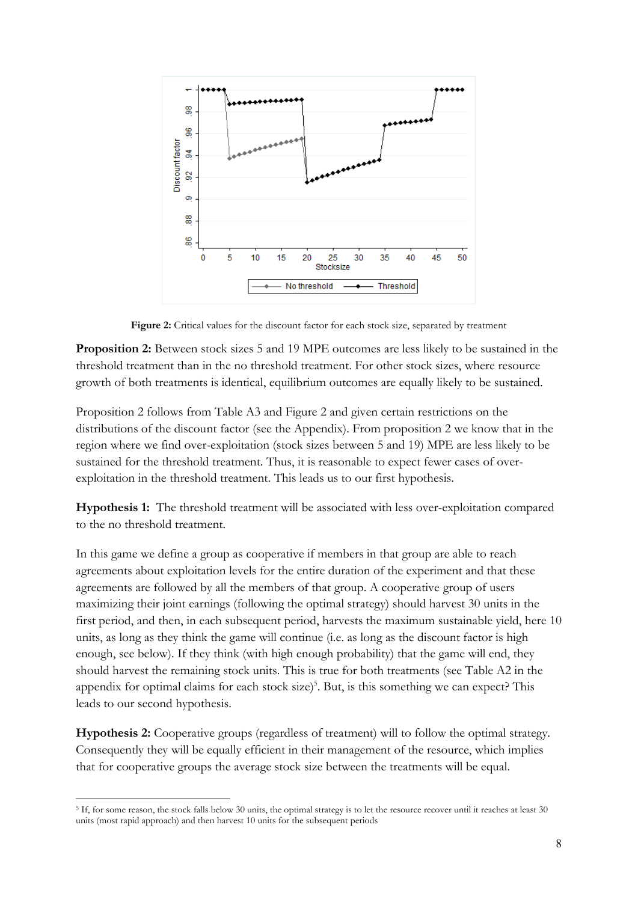**Figure 2:** Critical values for the discount factor for each stock size, separated by treatment

**Proposition 2:** Between stock sizes 5 and 19 MPE outcomes are less likely to be sustained in the threshold treatment than in the no threshold treatment. For other stock sizes, where resource growth of both treatments is identical, equilibrium outcomes are equally likely to be sustained.

Proposition 2 follows from Table A3 and Figure 2 and given certain restrictions on the distributions of the discount factor (see the Appendix). From proposition 2 we know that in the region where we find over-exploitation (stock sizes between 5 and 19) MPE are less likely to be sustained for the threshold treatment. Thus, it is reasonable to expect fewer cases of over-exploitation in the threshold treatment. This leads us to our first hypothesis.

**Hypothesis 1:** The threshold treatment will be associated with less over-exploitation compared to the no threshold treatment.

In this game we define a group as cooperative if members in that group are able to reach agreements about exploitation levels for the entire duration of the experiment and that these agreements are followed by all the members of that group. A cooperative group of users maximizing their joint earnings (following the optimal strategy) should harvest 30 units in the first period, and then, in each subsequent period, harvests the maximum sustainable yield, here 10 units, as long as they think the game will continue (i.e. as long as the discount factor is high enough, see below). If they think (with high enough probability) that the game will end, they should harvest the remaining stock units. This is true for both treatments (see Table A2 in the appendix for optimal claims for each stock size)[5]. But, is this something we can expect? This leads to our second hypothesis.

**Hypothesis 2:** Cooperative groups (regardless of treatment) will to follow the optimal strategy. Consequently they will be equally efficient in their management of the resource, which implies that for cooperative groups the average stock size between the treatments will be equal.

[5] If, for some reason, the stock falls below 30 units, the optimal strategy is to let the resource recover until it reaches at least 30 units (most rapid approach) and then harvest 10 units for the subsequent periods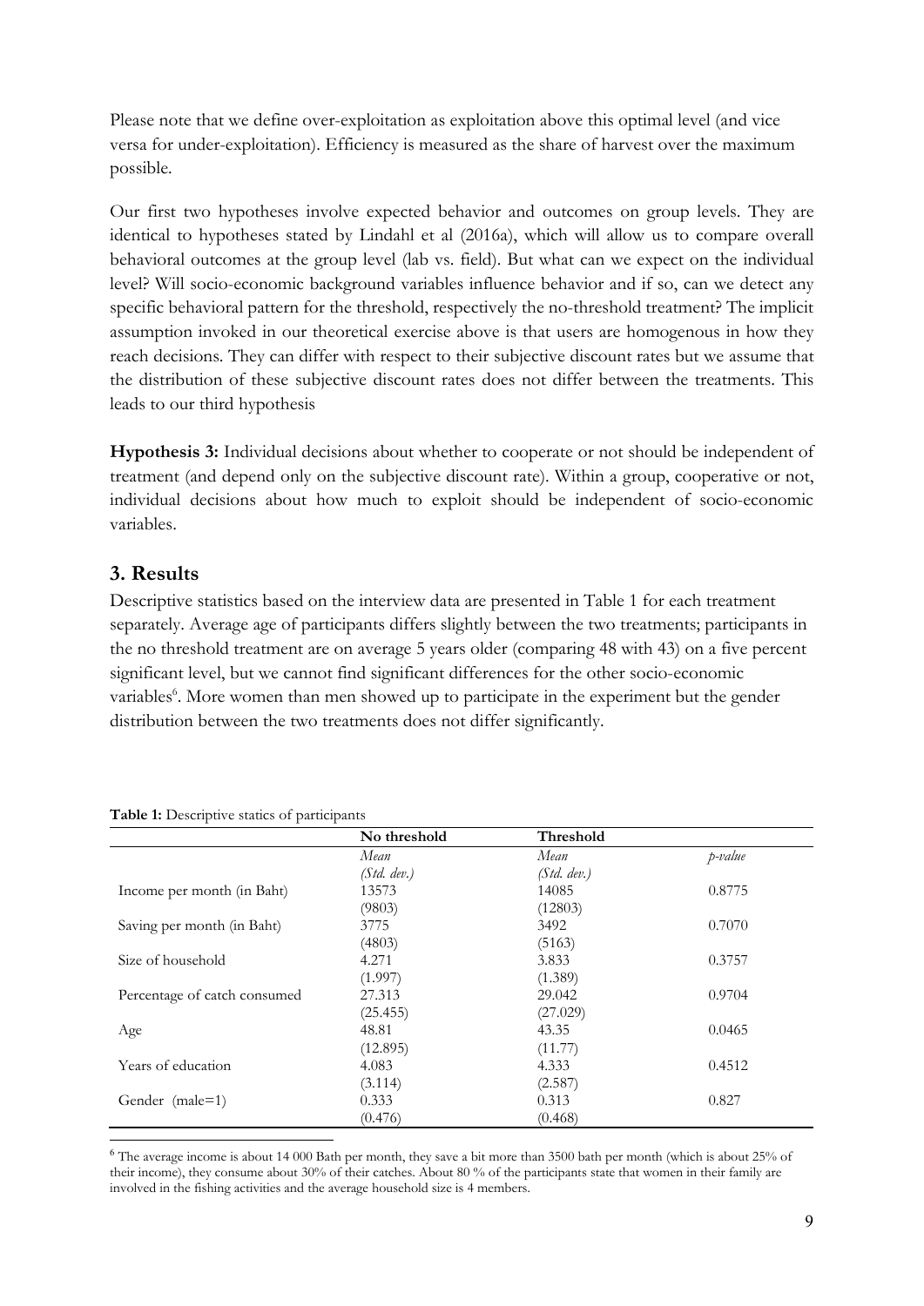Please note that we define over-exploitation as exploitation above this optimal level (and vice versa for under-exploitation). Efficiency is measured as the share of harvest over the maximum possible.

Our first two hypotheses involve expected behavior and outcomes on group levels. They are identical to hypotheses stated by Lindahl et al (2016a), which will allow us to compare overall behavioral outcomes at the group level (lab vs. field). But what can we expect on the individual level? Will socio-economic background variables influence behavior and if so, can we detect any specific behavioral pattern for the threshold, respectively the no-threshold treatment? The implicit assumption invoked in our theoretical exercise above is that users are homogenous in how they reach decisions. They can differ with respect to their subjective discount rates but we assume that the distribution of these subjective discount rates does not differ between the treatments. This leads to our third hypothesis

**Hypothesis 3:** Individual decisions about whether to cooperate or not should be independent of treatment (and depend only on the subjective discount rate). Within a group, cooperative or not, individual decisions about how much to exploit should be independent of socio-economic variables.

## 3. Results

Descriptive statistics based on the interview data are presented in Table 1 for each treatment separately. Average age of participants differs slightly between the two treatments; participants in the no threshold treatment are on average 5 years older (comparing 48 with 43) on a five percent significant level, but we cannot find significant differences for the other socio-economic variables[6]. More women than men showed up to participate in the experiment but the gender distribution between the two treatments does not differ significantly.

**Table 1:** Descriptive statics of participants

| | **No threshold** | **Threshold** | |
|---|---|---|---|
| | *Mean* | *Mean* | *p-value* |
| | *(Std. dev.)* | *(Std. dev.)* | |
| Income per month (in Baht) | 13573 | 14085 | 0.8775 |
| | (9803) | (12803) | |
| Saving per month (in Baht) | 3775 | 3492 | 0.7070 |
| | (4803) | (5163) | |
| Size of household | 4.271 | 3.833 | 0.3757 |
| | (1.997) | (1.389) | |
| Percentage of catch consumed | 27.313 | 29.042 | 0.9704 |
| | (25.455) | (27.029) | |
| Age | 48.81 | 43.35 | 0.0465 |
| | (12.895) | (11.77) | |
| Years of education | 4.083 | 4.333 | 0.4512 |
| | (3.114) | (2.587) | |
| Gender (male=1) | 0.333 | 0.313 | 0.827 |
| | (0.476) | (0.468) | |

[6] The average income is about 14 000 Bath per month, they save a bit more than 3500 bath per month (which is about 25% of their income), they consume about 30% of their catches. About 80 % of the participants state that women in their family are involved in the fishing activities and the average household size is 4 members.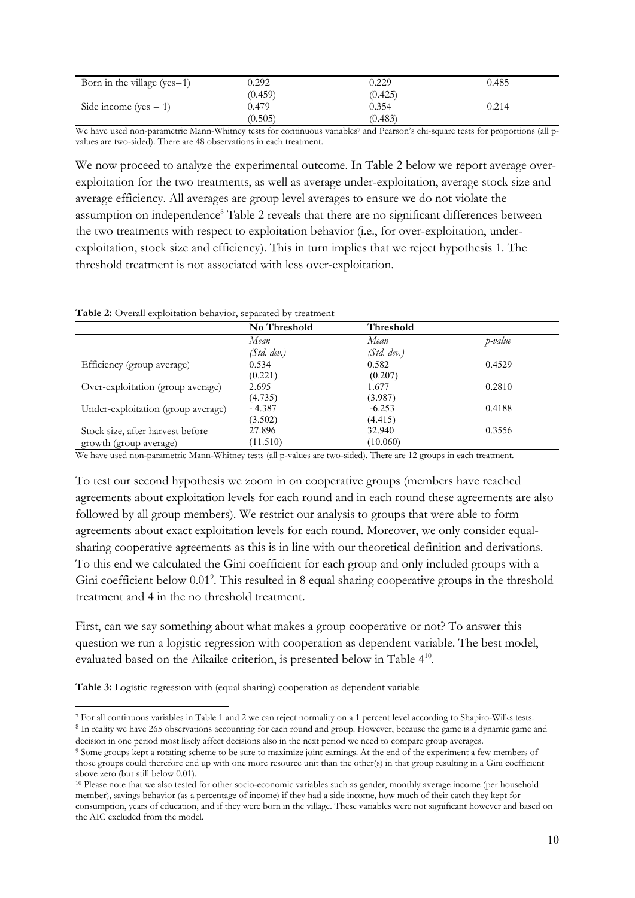| Born in the village (yes=1) | 0.292 | 0.229 | 0.485 |
|---|---|---|---|
| | (0.459) | (0.425) | |
| Side income (yes = 1) | 0.479 | 0.354 | 0.214 |
| | (0.505) | (0.483) | |

We have used non-parametric Mann-Whitney tests for continuous variables[7] and Pearson's chi-square tests for proportions (all p-values are two-sided). There are 48 observations in each treatment.

We now proceed to analyze the experimental outcome. In Table 2 below we report average over-exploitation for the two treatments, as well as average under-exploitation, average stock size and average efficiency. All averages are group level averages to ensure we do not violate the assumption on independence[8] Table 2 reveals that there are no significant differences between the two treatments with respect to exploitation behavior (i.e., for over-exploitation, under-exploitation, stock size and efficiency). This in turn implies that we reject hypothesis 1. The threshold treatment is not associated with less over-exploitation.

**Table 2:** Overall exploitation behavior, separated by treatment

| | **No Threshold** | **Threshold** | |
|---|---|---|---|
| | *Mean* | *Mean* | *p-value* |
| | *(Std. dev.)* | *(Std. dev.)* | |
| Efficiency (group average) | 0.534 | 0.582 | 0.4529 |
| | (0.221) | (0.207) | |
| Over-exploitation (group average) | 2.695 | 1.677 | 0.2810 |
| | (4.735) | (3.987) | |
| Under-exploitation (group average) | - 4.387 | -6.253 | 0.4188 |
| | (3.502) | (4.415) | |
| Stock size, after harvest before growth (group average) | 27.896 | 32.940 | 0.3556 |
| | (11.510) | (10.060) | |

We have used non-parametric Mann-Whitney tests (all p-values are two-sided). There are 12 groups in each treatment.

To test our second hypothesis we zoom in on cooperative groups (members have reached agreements about exploitation levels for each round and in each round these agreements are also followed by all group members). We restrict our analysis to groups that were able to form agreements about exact exploitation levels for each round. Moreover, we only consider equal-sharing cooperative agreements as this is in line with our theoretical definition and derivations. To this end we calculated the Gini coefficient for each group and only included groups with a Gini coefficient below 0.01[9]. This resulted in 8 equal sharing cooperative groups in the threshold treatment and 4 in the no threshold treatment.

First, can we say something about what makes a group cooperative or not? To answer this question we run a logistic regression with cooperation as dependent variable. The best model, evaluated based on the Aikaike criterion, is presented below in Table 4[10].

**Table 3:** Logistic regression with (equal sharing) cooperation as dependent variable

---

[7] For all continuous variables in Table 1 and 2 we can reject normality on a 1 percent level according to Shapiro-Wilks tests.

[8] In reality we have 265 observations accounting for each round and group. However, because the game is a dynamic game and decision in one period most likely affect decisions also in the next period we need to compare group averages.

[9] Some groups kept a rotating scheme to be sure to maximize joint earnings. At the end of the experiment a few members of those groups could therefore end up with one more resource unit than the other(s) in that group resulting in a Gini coefficient above zero (but still below 0.01).

[10] Please note that we also tested for other socio-economic variables such as gender, monthly average income (per household member), savings behavior (as a percentage of income) if they had a side income, how much of their catch they kept for consumption, years of education, and if they were born in the village. These variables were not significant however and based on the AIC excluded from the model.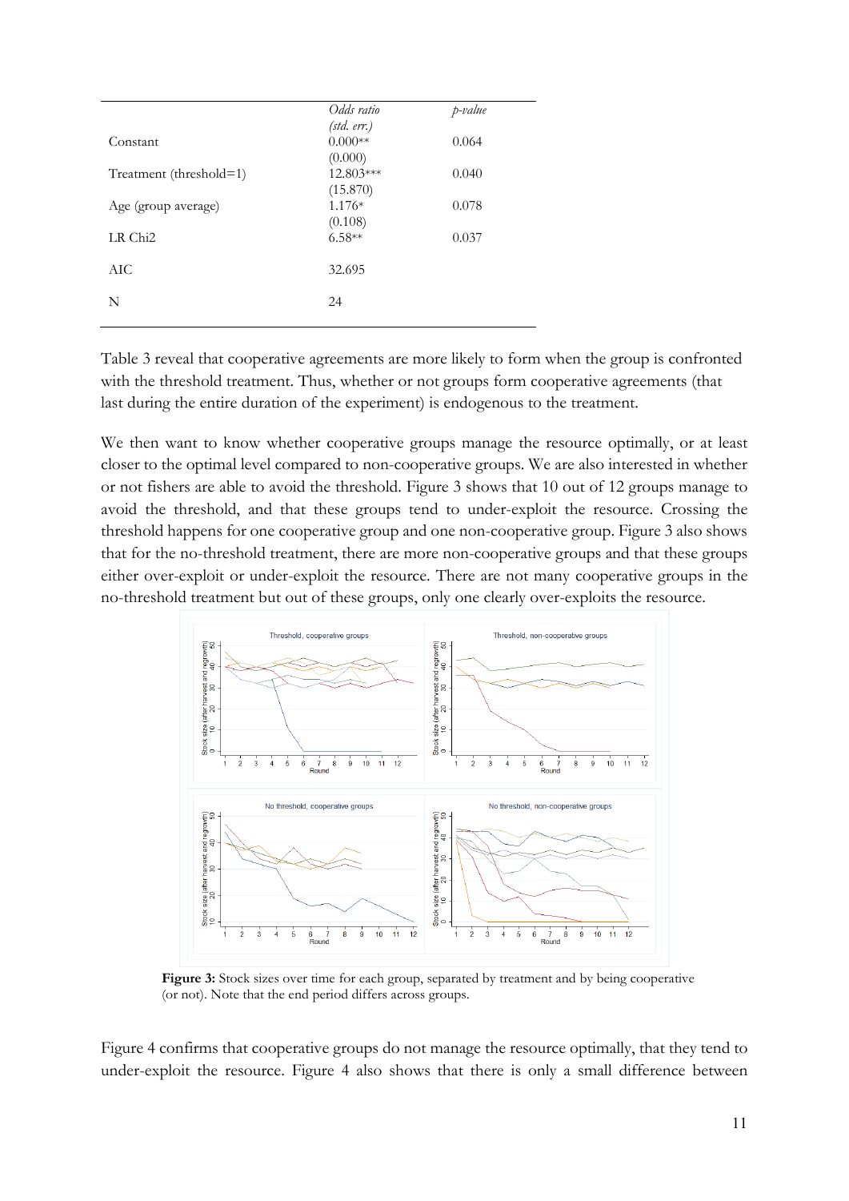| | Odds ratio (std. err.) | p-value |
|---|---|---|
| Constant | 0.000** (0.000) | 0.064 |
| Treatment (threshold=1) | 12.803*** (15.870) | 0.040 |
| Age (group average) | 1.176* (0.108) | 0.078 |
| LR Chi2 | 6.58** | 0.037 |
| AIC | 32.695 | |
| N | 24 | |

Table 3 reveal that cooperative agreements are more likely to form when the group is confronted with the threshold treatment. Thus, whether or not groups form cooperative agreements (that last during the entire duration of the experiment) is endogenous to the treatment.

We then want to know whether cooperative groups manage the resource optimally, or at least closer to the optimal level compared to non-cooperative groups. We are also interested in whether or not fishers are able to avoid the threshold. Figure 3 shows that 10 out of 12 groups manage to avoid the threshold, and that these groups tend to under-exploit the resource. Crossing the threshold happens for one cooperative group and one non-cooperative group. Figure 3 also shows that for the no-threshold treatment, there are more non-cooperative groups and that these groups either over-exploit or under-exploit the resource. There are not many cooperative groups in the no-threshold treatment but out of these groups, only one clearly over-exploits the resource.

**Figure 3:** Stock sizes over time for each group, separated by treatment and by being cooperative (or not). Note that the end period differs across groups.

Figure 4 confirms that cooperative groups do not manage the resource optimally, that they tend to under-exploit the resource. Figure 4 also shows that there is only a small difference between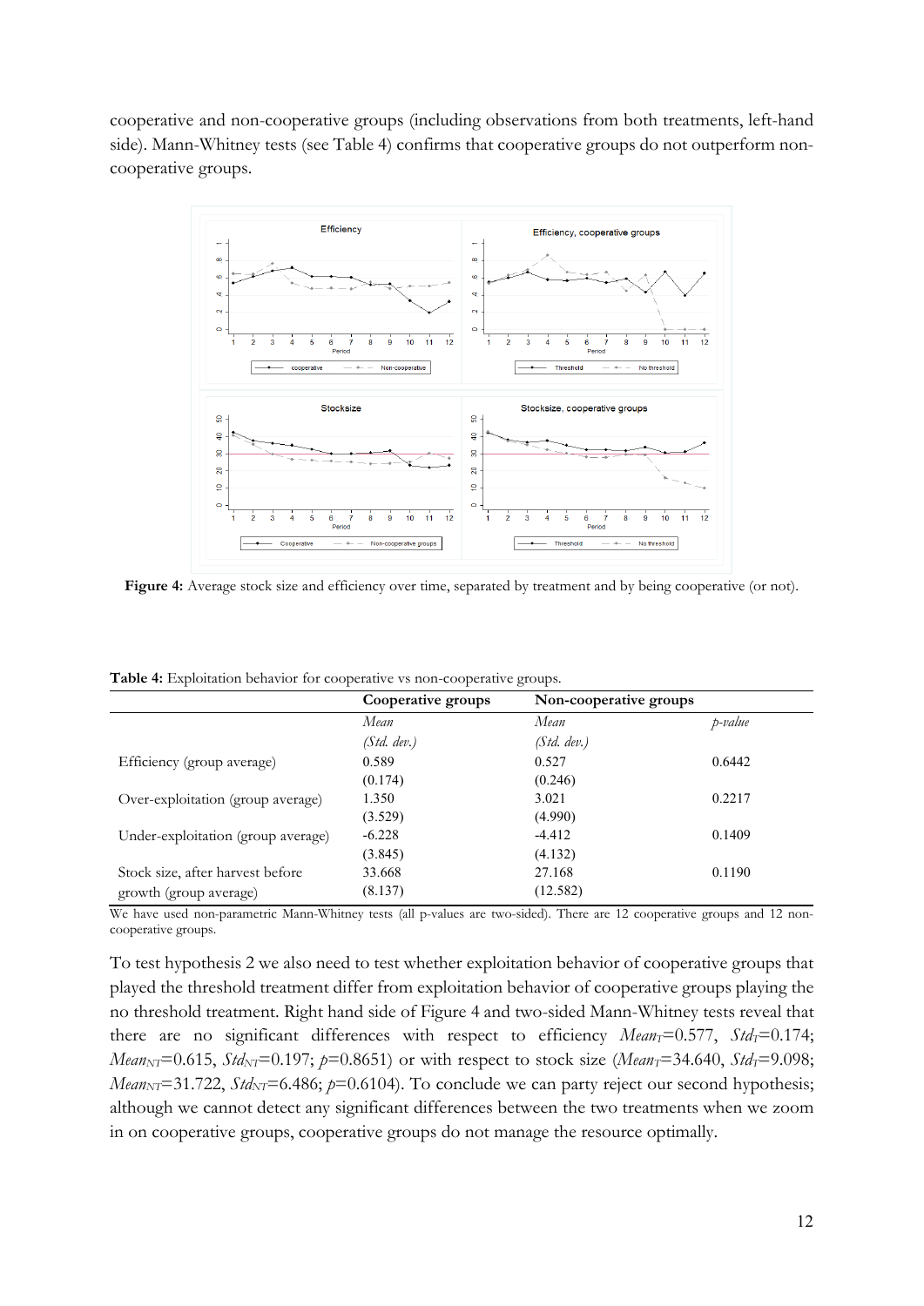cooperative and non-cooperative groups (including observations from both treatments, left-hand side). Mann-Whitney tests (see Table 4) confirms that cooperative groups do not outperform non-cooperative groups.

**Figure 4:** Average stock size and efficiency over time, separated by treatment and by being cooperative (or not).

**Table 4:** Exploitation behavior for cooperative vs non-cooperative groups.

| | Cooperative groups | Non-cooperative groups | |
|---|---|---|---|
| | *Mean* | *Mean* | *p-value* |
| | *(Std. dev.)* | *(Std. dev.)* | |
| Efficiency (group average) | 0.589 | 0.527 | 0.6442 |
| | (0.174) | (0.246) | |
| Over-exploitation (group average) | 1.350 | 3.021 | 0.2217 |
| | (3.529) | (4.990) | |
| Under-exploitation (group average) | -6.228 | -4.412 | 0.1409 |
| | (3.845) | (4.132) | |
| Stock size, after harvest before growth (group average) | 33.668 | 27.168 | 0.1190 |
| | (8.137) | (12.582) | |

We have used non-parametric Mann-Whitney tests (all p-values are two-sided). There are 12 cooperative groups and 12 non-cooperative groups.

To test hypothesis 2 we also need to test whether exploitation behavior of cooperative groups that played the threshold treatment differ from exploitation behavior of cooperative groups playing the no threshold treatment. Right hand side of Figure 4 and two-sided Mann-Whitney tests reveal that there are no significant differences with respect to efficiency $Mean_T$=0.577, $Std_T$=0.174; $Mean_{NT}$=0.615, $Std_{NT}$=0.197; $p$=0.8651) or with respect to stock size ($Mean_T$=34.640, $Std_T$=9.098; $Mean_{NT}$=31.722, $Std_{NT}$=6.486; $p$=0.6104). To conclude we can party reject our second hypothesis; although we cannot detect any significant differences between the two treatments when we zoom in on cooperative groups, cooperative groups do not manage the resource optimally.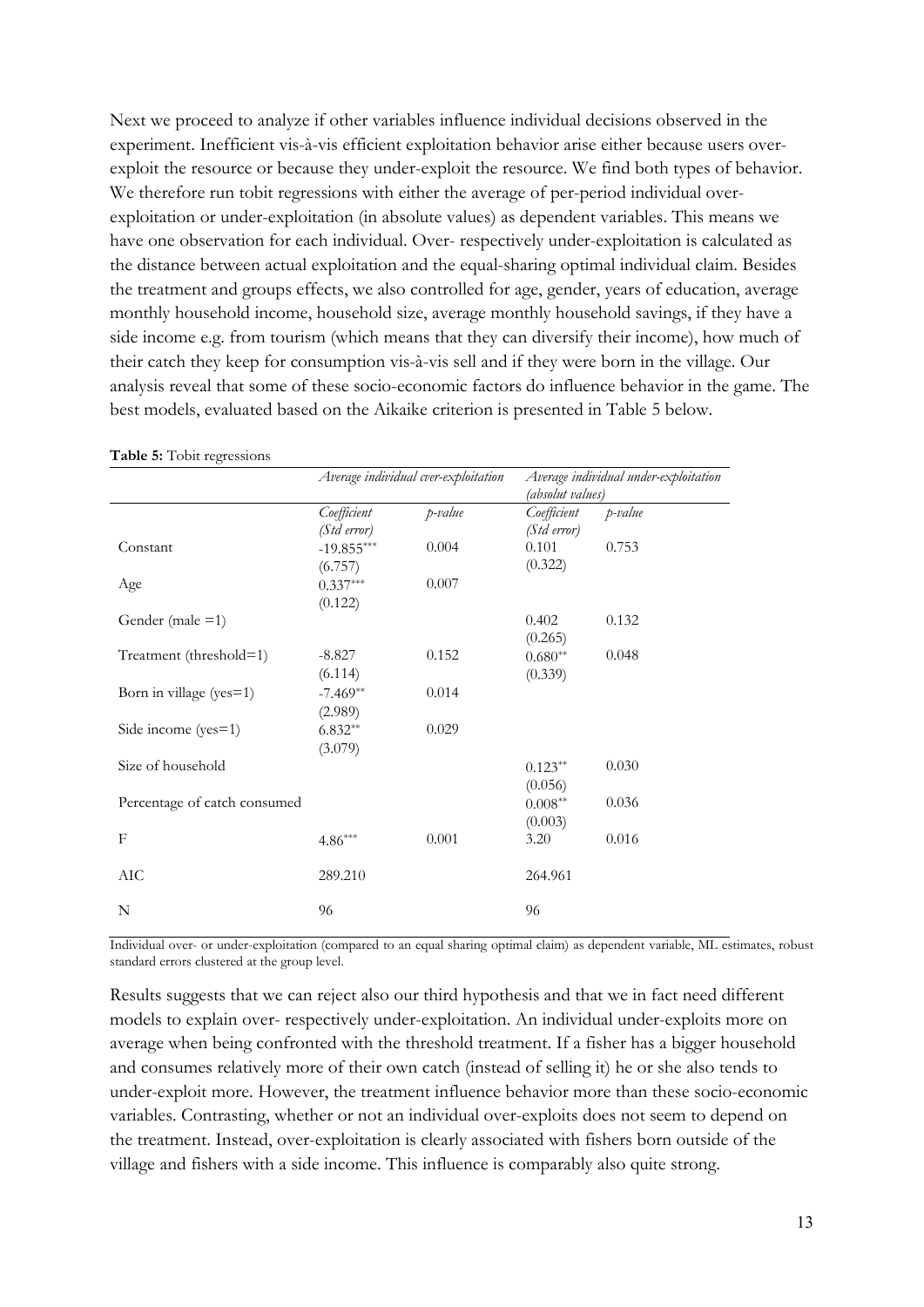Next we proceed to analyze if other variables influence individual decisions observed in the experiment. Inefficient vis-à-vis efficient exploitation behavior arise either because users over-exploit the resource or because they under-exploit the resource. We find both types of behavior. We therefore run tobit regressions with either the average of per-period individual over-exploitation or under-exploitation (in absolute values) as dependent variables. This means we have one observation for each individual. Over- respectively under-exploitation is calculated as the distance between actual exploitation and the equal-sharing optimal individual claim. Besides the treatment and groups effects, we also controlled for age, gender, years of education, average monthly household income, household size, average monthly household savings, if they have a side income e.g. from tourism (which means that they can diversify their income), how much of their catch they keep for consumption vis-à-vis sell and if they were born in the village. Our analysis reveal that some of these socio-economic factors do influence behavior in the game. The best models, evaluated based on the Aikaike criterion is presented in Table 5 below.

**Table 5:** Tobit regressions

| | *Average individual over-exploitation* | | *Average individual under-exploitation (absolut values)* | |
|---|---|---|---|---|
| | *Coefficient (Std error)* | *p-value* | *Coefficient (Std error)* | *p-value* |
| Constant | -19.855*** (6.757) | 0.004 | 0.101 (0.322) | 0.753 |
| Age | 0.337*** (0.122) | 0.007 | | |
| Gender (male =1) | | | 0.402 (0.265) | 0.132 |
| Treatment (threshold=1) | -8.827 (6.114) | 0.152 | 0.680** (0.339) | 0.048 |
| Born in village (yes=1) | -7.469** (2.989) | 0.014 | | |
| Side income (yes=1) | 6.832** (3.079) | 0.029 | | |
| Size of household | | | 0.123** (0.056) | 0.030 |
| Percentage of catch consumed | | | 0.008** (0.003) | 0.036 |
| F | 4.86*** | 0.001 | 3.20 | 0.016 |
| AIC | 289.210 | | 264.961 | |
| N | 96 | | 96 | |

Individual over- or under-exploitation (compared to an equal sharing optimal claim) as dependent variable, ML estimates, robust standard errors clustered at the group level.

Results suggests that we can reject also our third hypothesis and that we in fact need different models to explain over- respectively under-exploitation. An individual under-exploits more on average when being confronted with the threshold treatment. If a fisher has a bigger household and consumes relatively more of their own catch (instead of selling it) he or she also tends to under-exploit more. However, the treatment influence behavior more than these socio-economic variables. Contrasting, whether or not an individual over-exploits does not seem to depend on the treatment. Instead, over-exploitation is clearly associated with fishers born outside of the village and fishers with a side income. This influence is comparably also quite strong.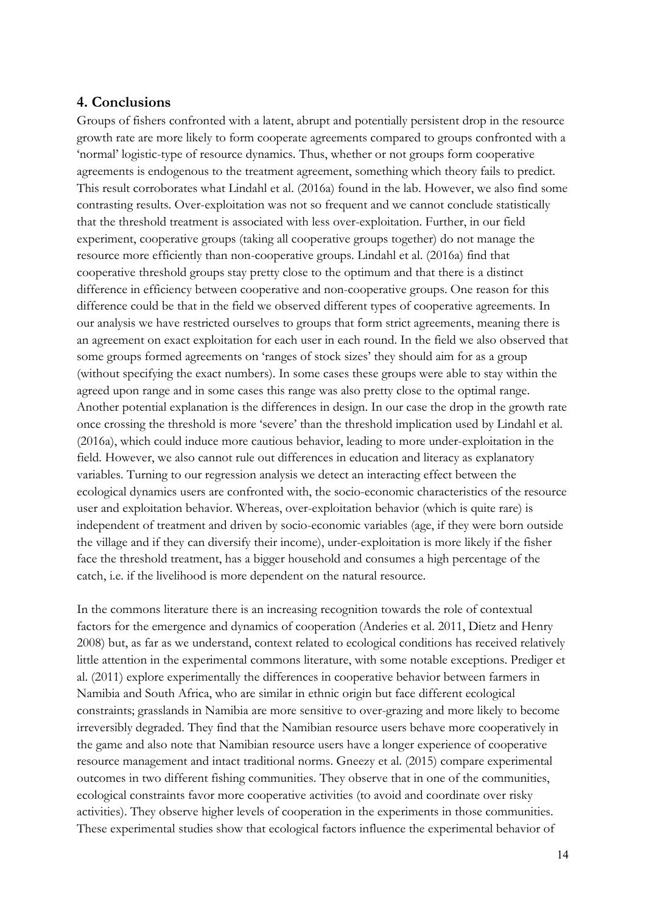## 4. Conclusions

Groups of fishers confronted with a latent, abrupt and potentially persistent drop in the resource growth rate are more likely to form cooperate agreements compared to groups confronted with a 'normal' logistic-type of resource dynamics. Thus, whether or not groups form cooperative agreements is endogenous to the treatment agreement, something which theory fails to predict. This result corroborates what Lindahl et al. (2016a) found in the lab. However, we also find some contrasting results. Over-exploitation was not so frequent and we cannot conclude statistically that the threshold treatment is associated with less over-exploitation. Further, in our field experiment, cooperative groups (taking all cooperative groups together) do not manage the resource more efficiently than non-cooperative groups. Lindahl et al. (2016a) find that cooperative threshold groups stay pretty close to the optimum and that there is a distinct difference in efficiency between cooperative and non-cooperative groups. One reason for this difference could be that in the field we observed different types of cooperative agreements. In our analysis we have restricted ourselves to groups that form strict agreements, meaning there is an agreement on exact exploitation for each user in each round. In the field we also observed that some groups formed agreements on 'ranges of stock sizes' they should aim for as a group (without specifying the exact numbers). In some cases these groups were able to stay within the agreed upon range and in some cases this range was also pretty close to the optimal range. Another potential explanation is the differences in design. In our case the drop in the growth rate once crossing the threshold is more 'severe' than the threshold implication used by Lindahl et al. (2016a), which could induce more cautious behavior, leading to more under-exploitation in the field. However, we also cannot rule out differences in education and literacy as explanatory variables. Turning to our regression analysis we detect an interacting effect between the ecological dynamics users are confronted with, the socio-economic characteristics of the resource user and exploitation behavior. Whereas, over-exploitation behavior (which is quite rare) is independent of treatment and driven by socio-economic variables (age, if they were born outside the village and if they can diversify their income), under-exploitation is more likely if the fisher face the threshold treatment, has a bigger household and consumes a high percentage of the catch, i.e. if the livelihood is more dependent on the natural resource.

In the commons literature there is an increasing recognition towards the role of contextual factors for the emergence and dynamics of cooperation (Anderies et al. 2011, Dietz and Henry 2008) but, as far as we understand, context related to ecological conditions has received relatively little attention in the experimental commons literature, with some notable exceptions. Prediger et al. (2011) explore experimentally the differences in cooperative behavior between farmers in Namibia and South Africa, who are similar in ethnic origin but face different ecological constraints; grasslands in Namibia are more sensitive to over-grazing and more likely to become irreversibly degraded. They find that the Namibian resource users behave more cooperatively in the game and also note that Namibian resource users have a longer experience of cooperative resource management and intact traditional norms. Gneezy et al. (2015) compare experimental outcomes in two different fishing communities. They observe that in one of the communities, ecological constraints favor more cooperative activities (to avoid and coordinate over risky activities). They observe higher levels of cooperation in the experiments in those communities. These experimental studies show that ecological factors influence the experimental behavior of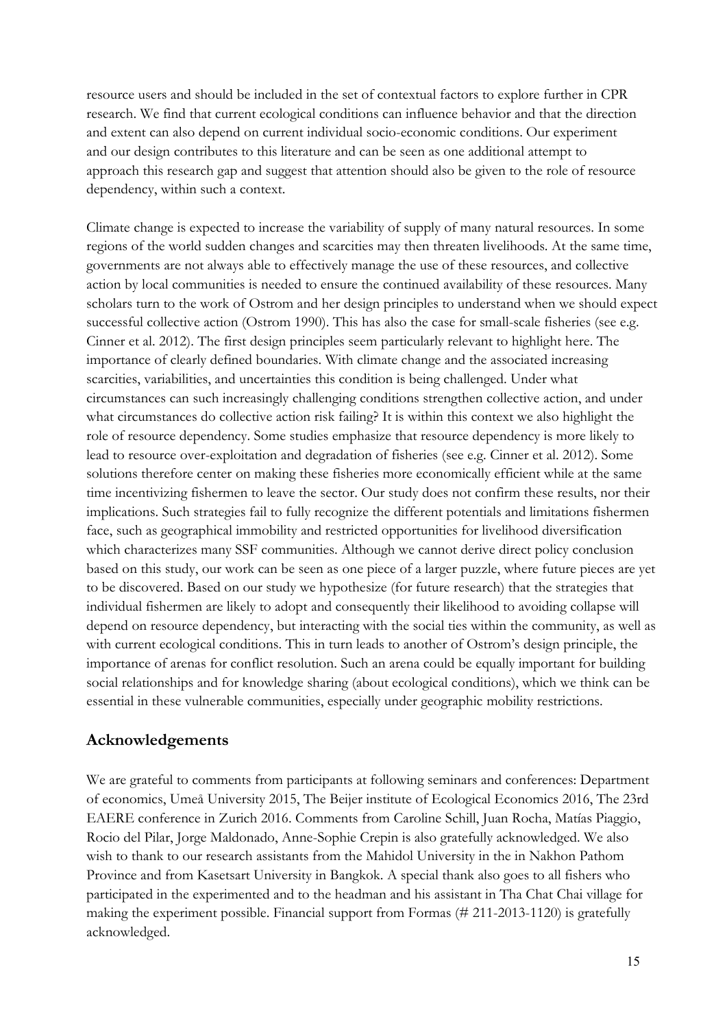resource users and should be included in the set of contextual factors to explore further in CPR research. We find that current ecological conditions can influence behavior and that the direction and extent can also depend on current individual socio-economic conditions. Our experiment and our design contributes to this literature and can be seen as one additional attempt to approach this research gap and suggest that attention should also be given to the role of resource dependency, within such a context.

Climate change is expected to increase the variability of supply of many natural resources. In some regions of the world sudden changes and scarcities may then threaten livelihoods. At the same time, governments are not always able to effectively manage the use of these resources, and collective action by local communities is needed to ensure the continued availability of these resources. Many scholars turn to the work of Ostrom and her design principles to understand when we should expect successful collective action (Ostrom 1990). This has also the case for small-scale fisheries (see e.g. Cinner et al. 2012). The first design principles seem particularly relevant to highlight here. The importance of clearly defined boundaries. With climate change and the associated increasing scarcities, variabilities, and uncertainties this condition is being challenged. Under what circumstances can such increasingly challenging conditions strengthen collective action, and under what circumstances do collective action risk failing? It is within this context we also highlight the role of resource dependency. Some studies emphasize that resource dependency is more likely to lead to resource over-exploitation and degradation of fisheries (see e.g. Cinner et al. 2012). Some solutions therefore center on making these fisheries more economically efficient while at the same time incentivizing fishermen to leave the sector. Our study does not confirm these results, nor their implications. Such strategies fail to fully recognize the different potentials and limitations fishermen face, such as geographical immobility and restricted opportunities for livelihood diversification which characterizes many SSF communities. Although we cannot derive direct policy conclusion based on this study, our work can be seen as one piece of a larger puzzle, where future pieces are yet to be discovered. Based on our study we hypothesize (for future research) that the strategies that individual fishermen are likely to adopt and consequently their likelihood to avoiding collapse will depend on resource dependency, but interacting with the social ties within the community, as well as with current ecological conditions. This in turn leads to another of Ostrom's design principle, the importance of arenas for conflict resolution. Such an arena could be equally important for building social relationships and for knowledge sharing (about ecological conditions), which we think can be essential in these vulnerable communities, especially under geographic mobility restrictions.

## Acknowledgements

We are grateful to comments from participants at following seminars and conferences: Department of economics, Umeå University 2015, The Beijer institute of Ecological Economics 2016, The 23rd EAERE conference in Zurich 2016. Comments from Caroline Schill, Juan Rocha, Matías Piaggio, Rocio del Pilar, Jorge Maldonado, Anne-Sophie Crepin is also gratefully acknowledged. We also wish to thank to our research assistants from the Mahidol University in the in Nakhon Pathom Province and from Kasetsart University in Bangkok. A special thank also goes to all fishers who participated in the experimented and to the headman and his assistant in Tha Chat Chai village for making the experiment possible. Financial support from Formas (# 211-2013-1120) is gratefully acknowledged.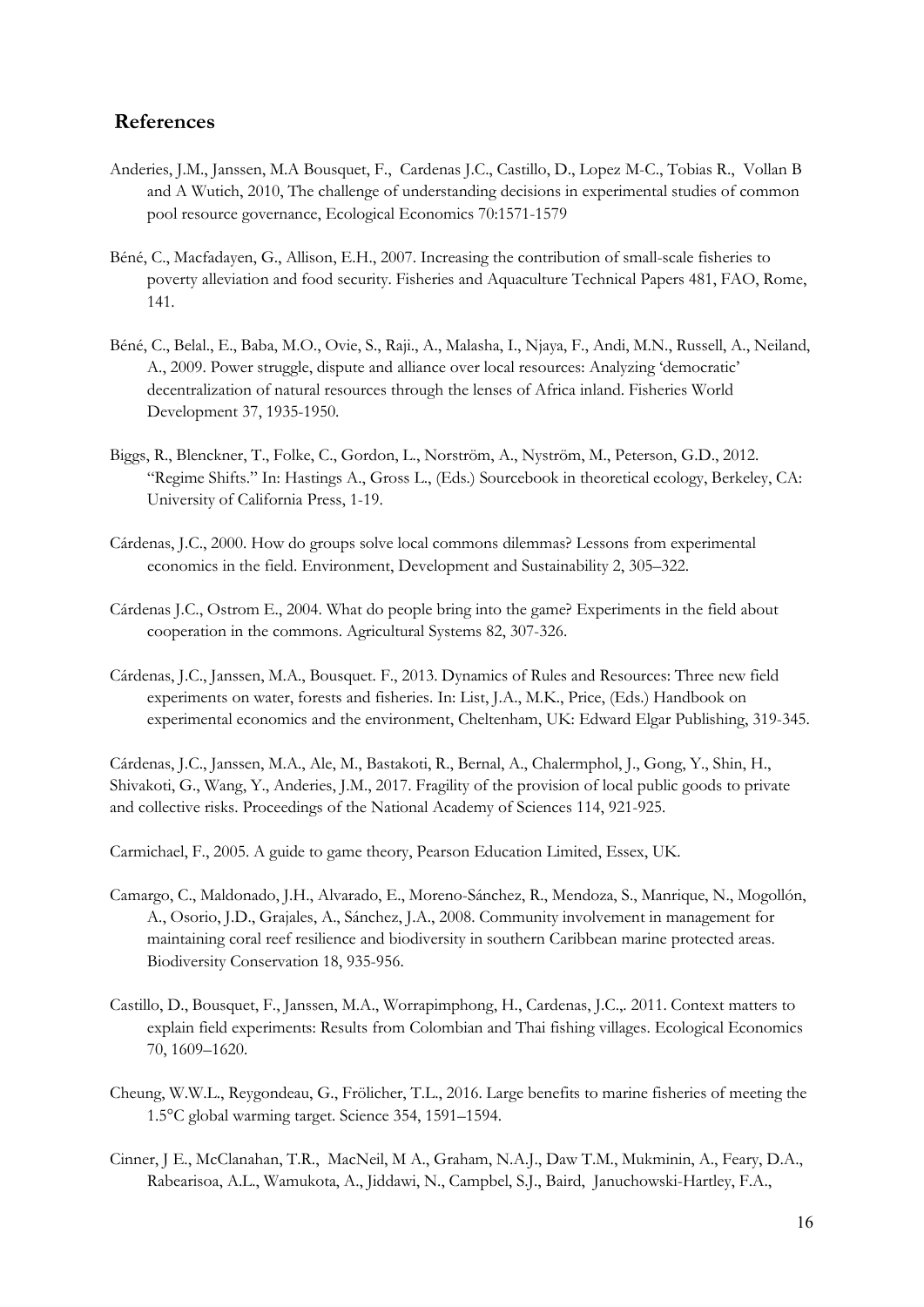## References

Anderies, J.M., Janssen, M.A Bousquet, F., Cardenas J.C., Castillo, D., Lopez M-C., Tobias R., Vollan B and A Wutich, 2010, The challenge of understanding decisions in experimental studies of common pool resource governance, Ecological Economics 70:1571-1579

Béné, C., Macfadayen, G., Allison, E.H., 2007. Increasing the contribution of small-scale fisheries to poverty alleviation and food security. Fisheries and Aquaculture Technical Papers 481, FAO, Rome, 141.

Béné, C., Belal., E., Baba, M.O., Ovie, S., Raji., A., Malasha, I., Njaya, F., Andi, M.N., Russell, A., Neiland, A., 2009. Power struggle, dispute and alliance over local resources: Analyzing 'democratic' decentralization of natural resources through the lenses of Africa inland. Fisheries World Development 37, 1935-1950.

Biggs, R., Blenckner, T., Folke, C., Gordon, L., Norström, A., Nyström, M., Peterson, G.D., 2012. "Regime Shifts." In: Hastings A., Gross L., (Eds.) Sourcebook in theoretical ecology, Berkeley, CA: University of California Press, 1-19.

Cárdenas, J.C., 2000. How do groups solve local commons dilemmas? Lessons from experimental economics in the field. Environment, Development and Sustainability 2, 305–322.

Cárdenas J.C., Ostrom E., 2004. What do people bring into the game? Experiments in the field about cooperation in the commons. Agricultural Systems 82, 307-326.

Cárdenas, J.C., Janssen, M.A., Bousquet. F., 2013. Dynamics of Rules and Resources: Three new field experiments on water, forests and fisheries. In: List, J.A., M.K., Price, (Eds.) Handbook on experimental economics and the environment, Cheltenham, UK: Edward Elgar Publishing, 319-345.

Cárdenas, J.C., Janssen, M.A., Ale, M., Bastakoti, R., Bernal, A., Chalermphol, J., Gong, Y., Shin, H., Shivakoti, G., Wang, Y., Anderies, J.M., 2017. Fragility of the provision of local public goods to private and collective risks. Proceedings of the National Academy of Sciences 114, 921-925.

Carmichael, F., 2005. A guide to game theory, Pearson Education Limited, Essex, UK.

Camargo, C., Maldonado, J.H., Alvarado, E., Moreno-Sánchez, R., Mendoza, S., Manrique, N., Mogollón, A., Osorio, J.D., Grajales, A., Sánchez, J.A., 2008. Community involvement in management for maintaining coral reef resilience and biodiversity in southern Caribbean marine protected areas. Biodiversity Conservation 18, 935-956.

Castillo, D., Bousquet, F., Janssen, M.A., Worrapimphong, H., Cardenas, J.C.,. 2011. Context matters to explain field experiments: Results from Colombian and Thai fishing villages. Ecological Economics 70, 1609–1620.

Cheung, W.W.L., Reygondeau, G., Frölicher, T.L., 2016. Large benefits to marine fisheries of meeting the 1.5°C global warming target. Science 354, 1591–1594.

Cinner, J E., McClanahan, T.R., MacNeil, M A., Graham, N.A.J., Daw T.M., Mukminin, A., Feary, D.A., Rabearisoa, A.L., Wamukota, A., Jiddawi, N., Campbel, S.J., Baird, Januchowski-Hartley, F.A.,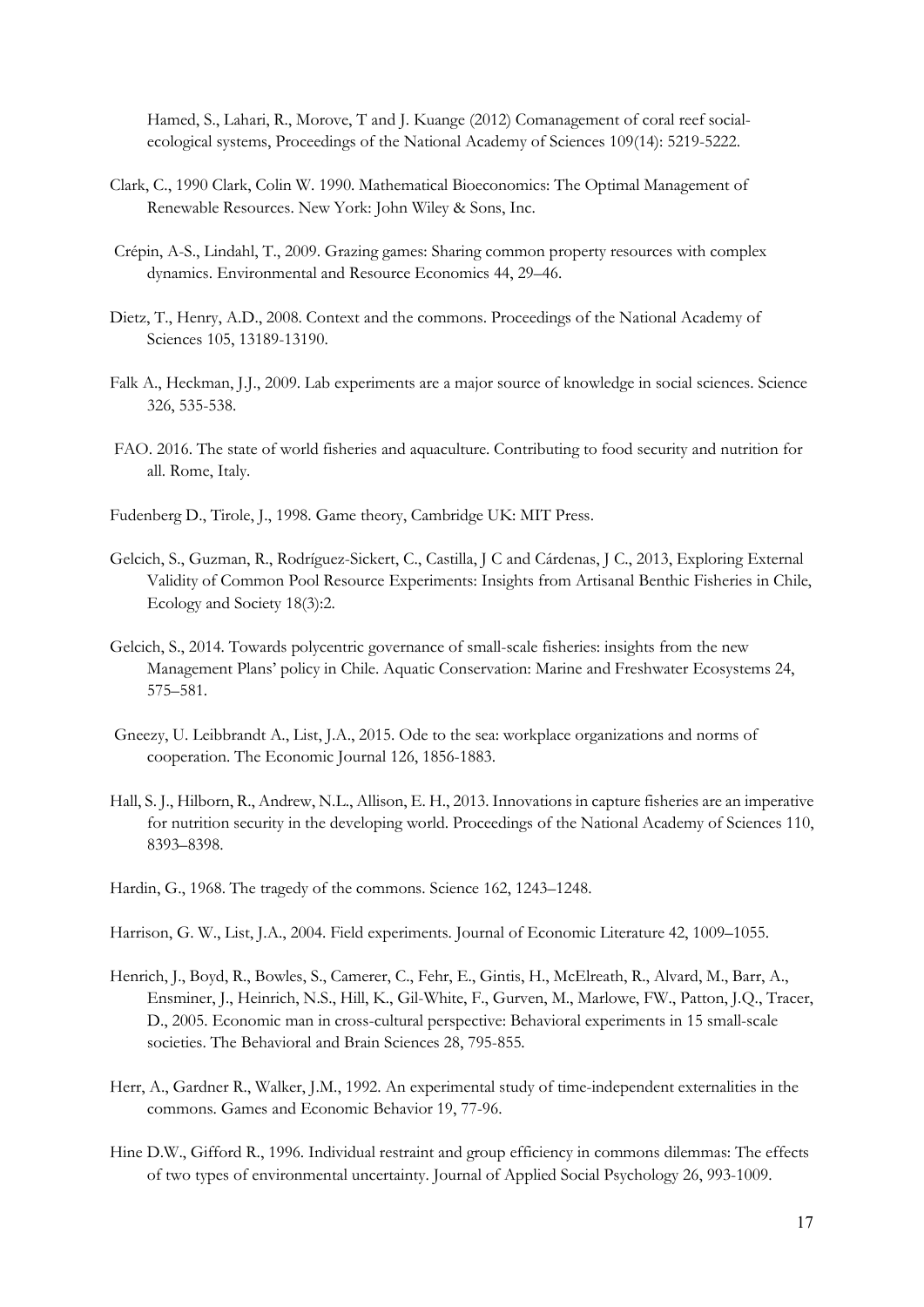Hamed, S., Lahari, R., Morove, T and J. Kuange (2012) Comanagement of coral reef social-ecological systems, Proceedings of the National Academy of Sciences 109(14): 5219-5222.

Clark, C., 1990 Clark, Colin W. 1990. Mathematical Bioeconomics: The Optimal Management of Renewable Resources. New York: John Wiley & Sons, Inc.

Crépin, A-S., Lindahl, T., 2009. Grazing games: Sharing common property resources with complex dynamics. Environmental and Resource Economics 44, 29–46.

Dietz, T., Henry, A.D., 2008. Context and the commons. Proceedings of the National Academy of Sciences 105, 13189-13190.

Falk A., Heckman, J.J., 2009. Lab experiments are a major source of knowledge in social sciences. Science 326, 535-538.

FAO. 2016. The state of world fisheries and aquaculture. Contributing to food security and nutrition for all. Rome, Italy.

Fudenberg D., Tirole, J., 1998. Game theory, Cambridge UK: MIT Press.

Gelcich, S., Guzman, R., Rodríguez-Sickert, C., Castilla, J C and Cárdenas, J C., 2013, Exploring External Validity of Common Pool Resource Experiments: Insights from Artisanal Benthic Fisheries in Chile, Ecology and Society 18(3):2.

Gelcich, S., 2014. Towards polycentric governance of small-scale fisheries: insights from the new Management Plans' policy in Chile. Aquatic Conservation: Marine and Freshwater Ecosystems 24, 575–581.

Gneezy, U. Leibbrandt A., List, J.A., 2015. Ode to the sea: workplace organizations and norms of cooperation. The Economic Journal 126, 1856-1883.

Hall, S. J., Hilborn, R., Andrew, N.L., Allison, E. H., 2013. Innovations in capture fisheries are an imperative for nutrition security in the developing world. Proceedings of the National Academy of Sciences 110, 8393–8398.

Hardin, G., 1968. The tragedy of the commons. Science 162, 1243–1248.

Harrison, G. W., List, J.A., 2004. Field experiments. Journal of Economic Literature 42, 1009–1055.

Henrich, J., Boyd, R., Bowles, S., Camerer, C., Fehr, E., Gintis, H., McElreath, R., Alvard, M., Barr, A., Ensminer, J., Heinrich, N.S., Hill, K., Gil-White, F., Gurven, M., Marlowe, FW., Patton, J.Q., Tracer, D., 2005. Economic man in cross-cultural perspective: Behavioral experiments in 15 small-scale societies. The Behavioral and Brain Sciences 28, 795-855.

Herr, A., Gardner R., Walker, J.M., 1992. An experimental study of time-independent externalities in the commons. Games and Economic Behavior 19, 77-96.

Hine D.W., Gifford R., 1996. Individual restraint and group efficiency in commons dilemmas: The effects of two types of environmental uncertainty. Journal of Applied Social Psychology 26, 993-1009.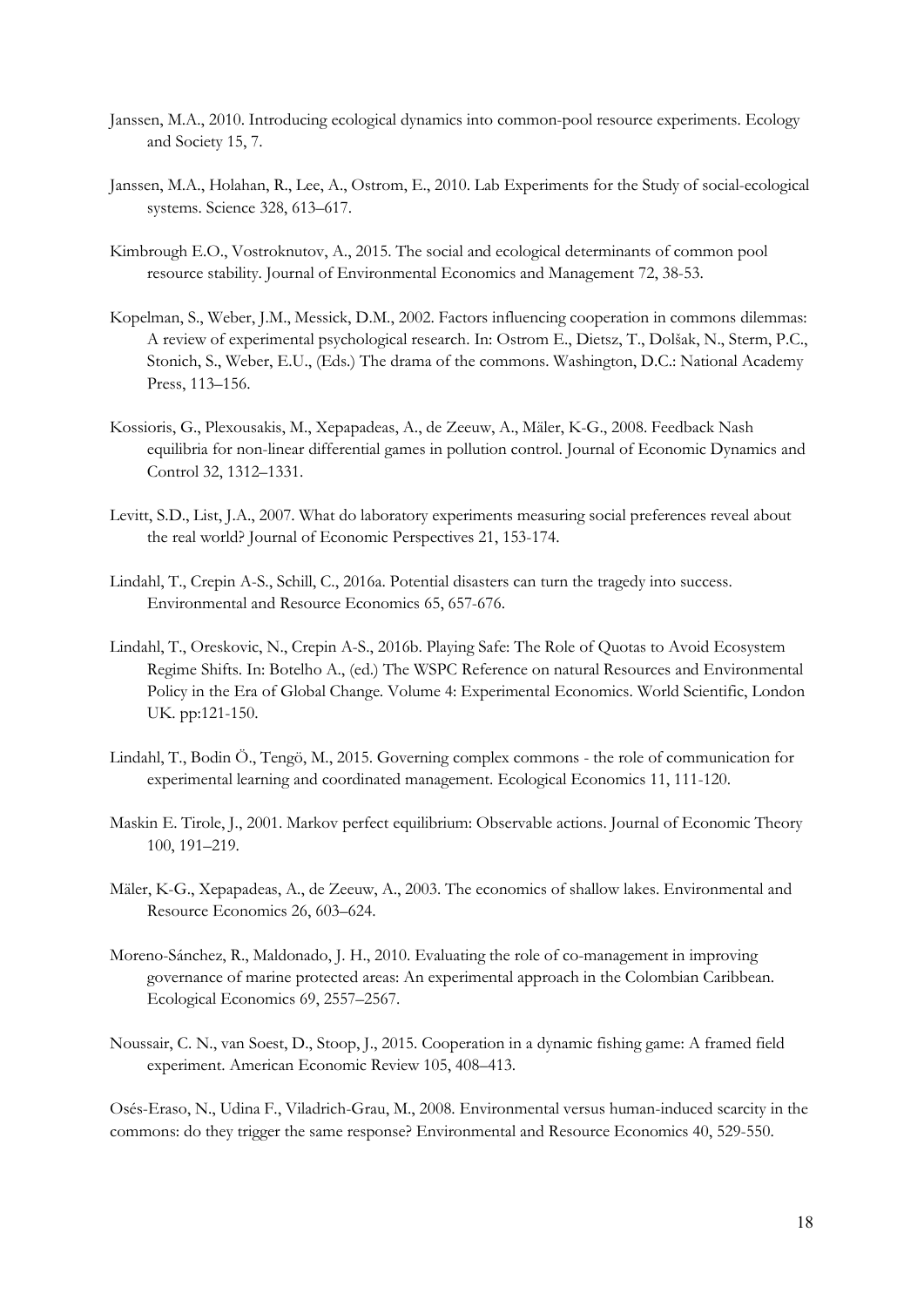Janssen, M.A., 2010. Introducing ecological dynamics into common-pool resource experiments. Ecology and Society 15, 7.

Janssen, M.A., Holahan, R., Lee, A., Ostrom, E., 2010. Lab Experiments for the Study of social-ecological systems. Science 328, 613–617.

Kimbrough E.O., Vostroknutov, A., 2015. The social and ecological determinants of common pool resource stability. Journal of Environmental Economics and Management 72, 38-53.

Kopelman, S., Weber, J.M., Messick, D.M., 2002. Factors influencing cooperation in commons dilemmas: A review of experimental psychological research. In: Ostrom E., Dietsz, T., Dolšak, N., Sterm, P.C., Stonich, S., Weber, E.U., (Eds.) The drama of the commons. Washington, D.C.: National Academy Press, 113–156.

Kossioris, G., Plexousakis, M., Xepapadeas, A., de Zeeuw, A., Mäler, K-G., 2008. Feedback Nash equilibria for non-linear differential games in pollution control. Journal of Economic Dynamics and Control 32, 1312–1331.

Levitt, S.D., List, J.A., 2007. What do laboratory experiments measuring social preferences reveal about the real world? Journal of Economic Perspectives 21, 153-174.

Lindahl, T., Crepin A-S., Schill, C., 2016a. Potential disasters can turn the tragedy into success. Environmental and Resource Economics 65, 657-676.

Lindahl, T., Oreskovic, N., Crepin A-S., 2016b. Playing Safe: The Role of Quotas to Avoid Ecosystem Regime Shifts. In: Botelho A., (ed.) The WSPC Reference on natural Resources and Environmental Policy in the Era of Global Change. Volume 4: Experimental Economics. World Scientific, London UK. pp:121-150.

Lindahl, T., Bodin Ö., Tengö, M., 2015. Governing complex commons - the role of communication for experimental learning and coordinated management. Ecological Economics 11, 111-120.

Maskin E. Tirole, J., 2001. Markov perfect equilibrium: Observable actions. Journal of Economic Theory 100, 191–219.

Mäler, K-G., Xepapadeas, A., de Zeeuw, A., 2003. The economics of shallow lakes. Environmental and Resource Economics 26, 603–624.

Moreno-Sánchez, R., Maldonado, J. H., 2010. Evaluating the role of co-management in improving governance of marine protected areas: An experimental approach in the Colombian Caribbean. Ecological Economics 69, 2557–2567.

Noussair, C. N., van Soest, D., Stoop, J., 2015. Cooperation in a dynamic fishing game: A framed field experiment. American Economic Review 105, 408–413.

Osés-Eraso, N., Udina F., Viladrich-Grau, M., 2008. Environmental versus human-induced scarcity in the commons: do they trigger the same response? Environmental and Resource Economics 40, 529-550.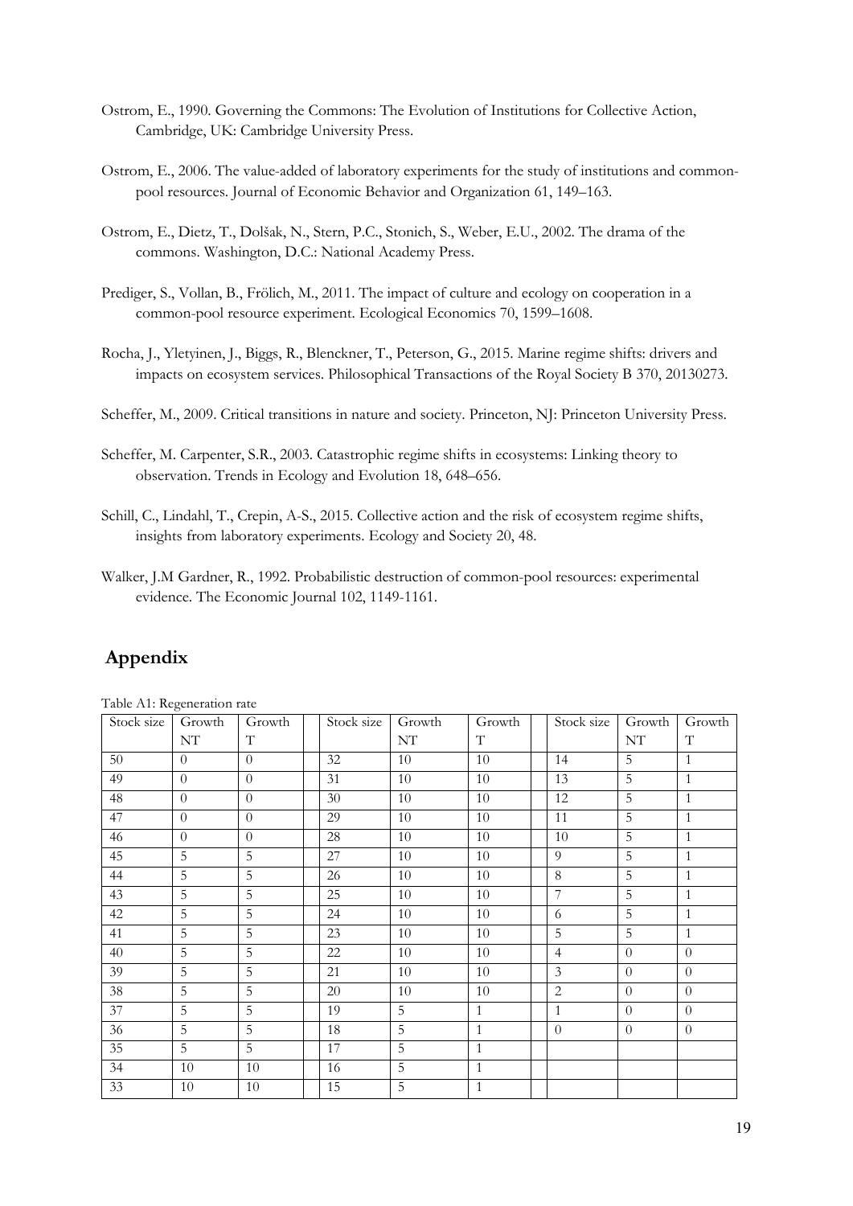Ostrom, E., 1990. Governing the Commons: The Evolution of Institutions for Collective Action, Cambridge, UK: Cambridge University Press.

Ostrom, E., 2006. The value-added of laboratory experiments for the study of institutions and common-pool resources. Journal of Economic Behavior and Organization 61, 149–163.

Ostrom, E., Dietz, T., Dolšak, N., Stern, P.C., Stonich, S., Weber, E.U., 2002. The drama of the commons. Washington, D.C.: National Academy Press.

Prediger, S., Vollan, B., Frölich, M., 2011. The impact of culture and ecology on cooperation in a common-pool resource experiment. Ecological Economics 70, 1599–1608.

Rocha, J., Yletyinen, J., Biggs, R., Blenckner, T., Peterson, G., 2015. Marine regime shifts: drivers and impacts on ecosystem services. Philosophical Transactions of the Royal Society B 370, 20130273.

Scheffer, M., 2009. Critical transitions in nature and society. Princeton, NJ: Princeton University Press.

Scheffer, M. Carpenter, S.R., 2003. Catastrophic regime shifts in ecosystems: Linking theory to observation. Trends in Ecology and Evolution 18, 648–656.

Schill, C., Lindahl, T., Crepin, A-S., 2015. Collective action and the risk of ecosystem regime shifts, insights from laboratory experiments. Ecology and Society 20, 48.

Walker, J.M Gardner, R., 1992. Probabilistic destruction of common-pool resources: experimental evidence. The Economic Journal 102, 1149-1161.

## Appendix

Table A1: Regeneration rate

| Stock size | Growth NT | Growth T | | Stock size | Growth NT | Growth T | | Stock size | Growth NT | Growth T |
|---|---|---|---|---|---|---|---|---|---|---|
| 50 | 0 | 0 | | 32 | 10 | 10 | | 14 | 5 | 1 |
| 49 | 0 | 0 | | 31 | 10 | 10 | | 13 | 5 | 1 |
| 48 | 0 | 0 | | 30 | 10 | 10 | | 12 | 5 | 1 |
| 47 | 0 | 0 | | 29 | 10 | 10 | | 11 | 5 | 1 |
| 46 | 0 | 0 | | 28 | 10 | 10 | | 10 | 5 | 1 |
| 45 | 5 | 5 | | 27 | 10 | 10 | | 9 | 5 | 1 |
| 44 | 5 | 5 | | 26 | 10 | 10 | | 8 | 5 | 1 |
| 43 | 5 | 5 | | 25 | 10 | 10 | | 7 | 5 | 1 |
| 42 | 5 | 5 | | 24 | 10 | 10 | | 6 | 5 | 1 |
| 41 | 5 | 5 | | 23 | 10 | 10 | | 5 | 5 | 1 |
| 40 | 5 | 5 | | 22 | 10 | 10 | | 4 | 0 | 0 |
| 39 | 5 | 5 | | 21 | 10 | 10 | | 3 | 0 | 0 |
| 38 | 5 | 5 | | 20 | 10 | 10 | | 2 | 0 | 0 |
| 37 | 5 | 5 | | 19 | 5 | 1 | | 1 | 0 | 0 |
| 36 | 5 | 5 | | 18 | 5 | 1 | | 0 | 0 | 0 |
| 35 | 5 | 5 | | 17 | 5 | 1 | | | | |
| 34 | 10 | 10 | | 16 | 5 | 1 | | | | |
| 33 | 10 | 10 | | 15 | 5 | 1 | | | | |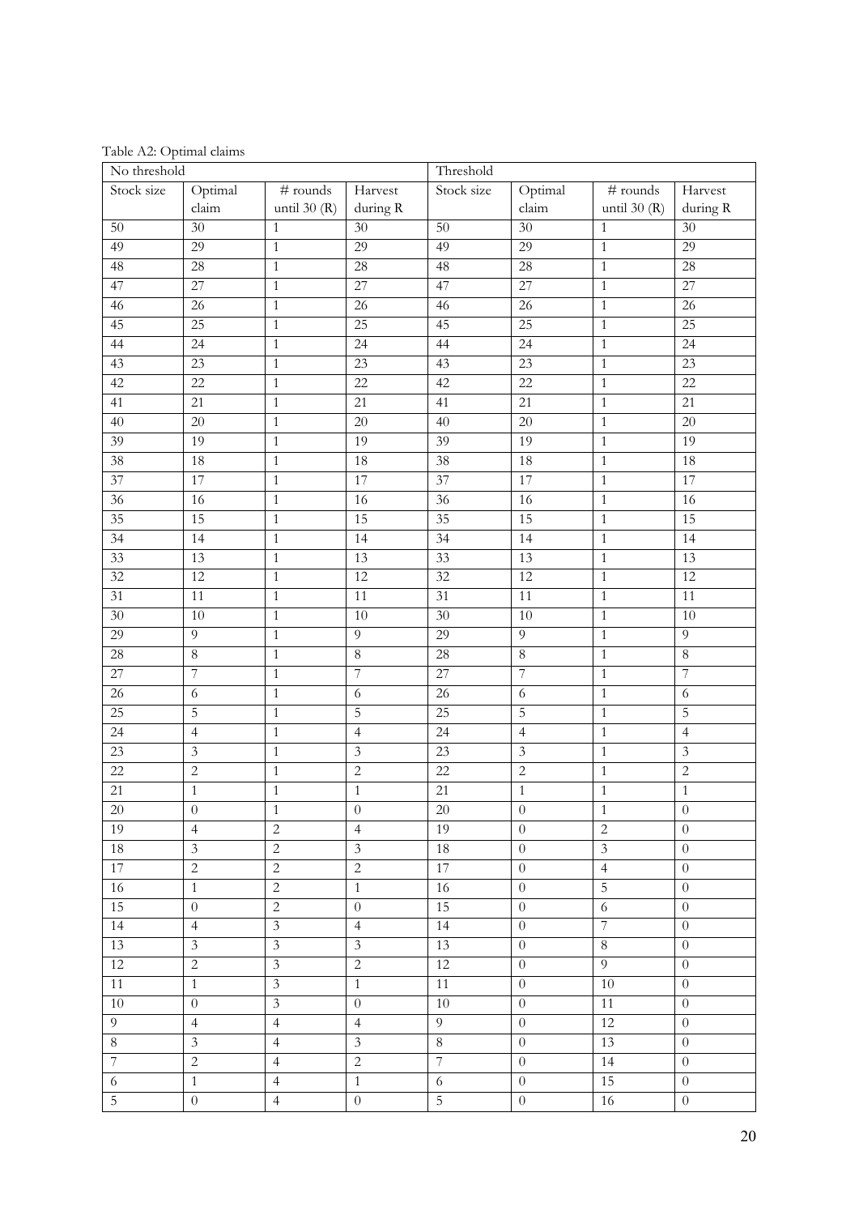Table A2: Optimal claims

| No threshold | | | | Threshold | | | |
|---|---|---|---|---|---|---|---|
| Stock size | Optimal claim | # rounds until 30 (R) | Harvest during R | Stock size | Optimal claim | # rounds until 30 (R) | Harvest during R |
| 50 | 30 | 1 | 30 | 50 | 30 | 1 | 30 |
| 49 | 29 | 1 | 29 | 49 | 29 | 1 | 29 |
| 48 | 28 | 1 | 28 | 48 | 28 | 1 | 28 |
| 47 | 27 | 1 | 27 | 47 | 27 | 1 | 27 |
| 46 | 26 | 1 | 26 | 46 | 26 | 1 | 26 |
| 45 | 25 | 1 | 25 | 45 | 25 | 1 | 25 |
| 44 | 24 | 1 | 24 | 44 | 24 | 1 | 24 |
| 43 | 23 | 1 | 23 | 43 | 23 | 1 | 23 |
| 42 | 22 | 1 | 22 | 42 | 22 | 1 | 22 |
| 41 | 21 | 1 | 21 | 41 | 21 | 1 | 21 |
| 40 | 20 | 1 | 20 | 40 | 20 | 1 | 20 |
| 39 | 19 | 1 | 19 | 39 | 19 | 1 | 19 |
| 38 | 18 | 1 | 18 | 38 | 18 | 1 | 18 |
| 37 | 17 | 1 | 17 | 37 | 17 | 1 | 17 |
| 36 | 16 | 1 | 16 | 36 | 16 | 1 | 16 |
| 35 | 15 | 1 | 15 | 35 | 15 | 1 | 15 |
| 34 | 14 | 1 | 14 | 34 | 14 | 1 | 14 |
| 33 | 13 | 1 | 13 | 33 | 13 | 1 | 13 |
| 32 | 12 | 1 | 12 | 32 | 12 | 1 | 12 |
| 31 | 11 | 1 | 11 | 31 | 11 | 1 | 11 |
| 30 | 10 | 1 | 10 | 30 | 10 | 1 | 10 |
| 29 | 9 | 1 | 9 | 29 | 9 | 1 | 9 |
| 28 | 8 | 1 | 8 | 28 | 8 | 1 | 8 |
| 27 | 7 | 1 | 7 | 27 | 7 | 1 | 7 |
| 26 | 6 | 1 | 6 | 26 | 6 | 1 | 6 |
| 25 | 5 | 1 | 5 | 25 | 5 | 1 | 5 |
| 24 | 4 | 1 | 4 | 24 | 4 | 1 | 4 |
| 23 | 3 | 1 | 3 | 23 | 3 | 1 | 3 |
| 22 | 2 | 1 | 2 | 22 | 2 | 1 | 2 |
| 21 | 1 | 1 | 1 | 21 | 1 | 1 | 1 |
| 20 | 0 | 1 | 0 | 20 | 0 | 1 | 0 |
| 19 | 4 | 2 | 4 | 19 | 0 | 2 | 0 |
| 18 | 3 | 2 | 3 | 18 | 0 | 3 | 0 |
| 17 | 2 | 2 | 2 | 17 | 0 | 4 | 0 |
| 16 | 1 | 2 | 1 | 16 | 0 | 5 | 0 |
| 15 | 0 | 2 | 0 | 15 | 0 | 6 | 0 |
| 14 | 4 | 3 | 4 | 14 | 0 | 7 | 0 |
| 13 | 3 | 3 | 3 | 13 | 0 | 8 | 0 |
| 12 | 2 | 3 | 2 | 12 | 0 | 9 | 0 |
| 11 | 1 | 3 | 1 | 11 | 0 | 10 | 0 |
| 10 | 0 | 3 | 0 | 10 | 0 | 11 | 0 |
| 9 | 4 | 4 | 4 | 9 | 0 | 12 | 0 |
| 8 | 3 | 4 | 3 | 8 | 0 | 13 | 0 |
| 7 | 2 | 4 | 2 | 7 | 0 | 14 | 0 |
| 6 | 1 | 4 | 1 | 6 | 0 | 15 | 0 |
| 5 | 0 | 4 | 0 | 5 | 0 | 16 | 0 |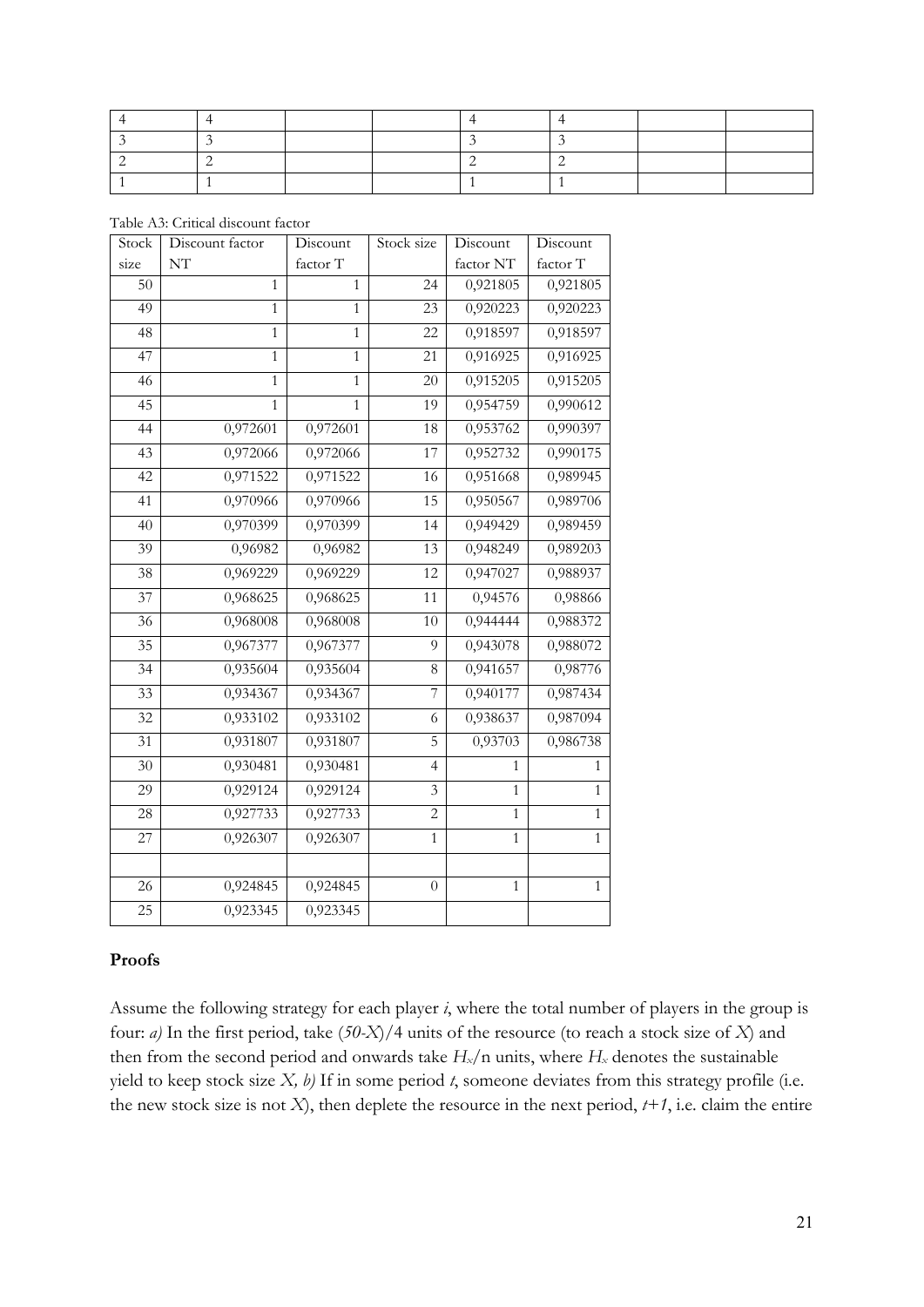| 4 | 4 | | | 4 | 4 | | |
|---|---|---|---|---|---|---|---|
| 3 | 3 | | | 3 | 3 | | |
| 2 | 2 | | | 2 | 2 | | |
| 1 | 1 | | | 1 | 1 | | |

Table A3: Critical discount factor

| Stock size | Discount factor NT | Discount factor T | Stock size | Discount factor NT | Discount factor T |
|---|---|---|---|---|---|
| 50 | 1 | 1 | 24 | 0,921805 | 0,921805 |
| 49 | 1 | 1 | 23 | 0,920223 | 0,920223 |
| 48 | 1 | 1 | 22 | 0,918597 | 0,918597 |
| 47 | 1 | 1 | 21 | 0,916925 | 0,916925 |
| 46 | 1 | 1 | 20 | 0,915205 | 0,915205 |
| 45 | 1 | 1 | 19 | 0,954759 | 0,990612 |
| 44 | 0,972601 | 0,972601 | 18 | 0,953762 | 0,990397 |
| 43 | 0,972066 | 0,972066 | 17 | 0,952732 | 0,990175 |
| 42 | 0,971522 | 0,971522 | 16 | 0,951668 | 0,989945 |
| 41 | 0,970966 | 0,970966 | 15 | 0,950567 | 0,989706 |
| 40 | 0,970399 | 0,970399 | 14 | 0,949429 | 0,989459 |
| 39 | 0,96982 | 0,96982 | 13 | 0,948249 | 0,989203 |
| 38 | 0,969229 | 0,969229 | 12 | 0,947027 | 0,988937 |
| 37 | 0,968625 | 0,968625 | 11 | 0,94576 | 0,98866 |
| 36 | 0,968008 | 0,968008 | 10 | 0,944444 | 0,988372 |
| 35 | 0,967377 | 0,967377 | 9 | 0,943078 | 0,988072 |
| 34 | 0,935604 | 0,935604 | 8 | 0,941657 | 0,98776 |
| 33 | 0,934367 | 0,934367 | 7 | 0,940177 | 0,987434 |
| 32 | 0,933102 | 0,933102 | 6 | 0,938637 | 0,987094 |
| 31 | 0,931807 | 0,931807 | 5 | 0,93703 | 0,986738 |
| 30 | 0,930481 | 0,930481 | 4 | 1 | 1 |
| 29 | 0,929124 | 0,929124 | 3 | 1 | 1 |
| 28 | 0,927733 | 0,927733 | 2 | 1 | 1 |
| 27 | 0,926307 | 0,926307 | 1 | 1 | 1 |
| | | | | | |
| 26 | 0,924845 | 0,924845 | 0 | 1 | 1 |
| 25 | 0,923345 | 0,923345 | | | |

**Proofs**

Assume the following strategy for each player *i*, where the total number of players in the group is four: *a)* In the first period, take $(50\text{-}X)/4$ units of the resource (to reach a stock size of $X$) and then from the second period and onwards take $H_x/n$ units, where $H_x$ denotes the sustainable yield to keep stock size $X$, *b)* If in some period $t$, someone deviates from this strategy profile (i.e. the new stock size is not $X$), then deplete the resource in the next period, $t+1$, i.e. claim the entire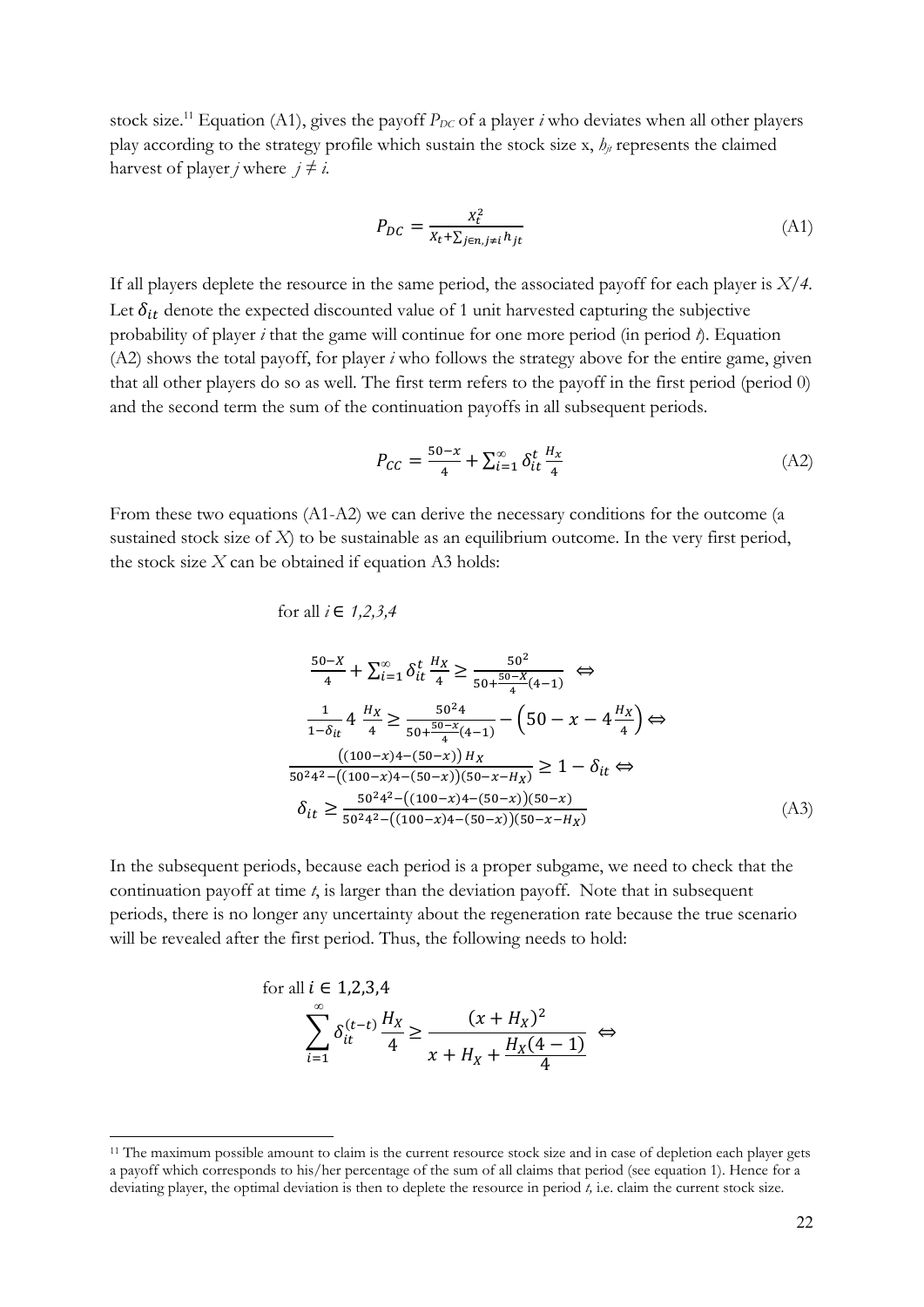stock size.[11] Equation (A1), gives the payoff $P_{DC}$ of a player *i* who deviates when all other players play according to the strategy profile which sustain the stock size x, $h_{jt}$ represents the claimed harvest of player *j* where $j \neq i$.

$$P_{DC} = \frac{X_t^2}{X_t + \sum_{j \in n, j \neq i} h_{jt}} \tag{A1}$$

If all players deplete the resource in the same period, the associated payoff for each player is $X/4$. Let $\delta_{it}$ denote the expected discounted value of 1 unit harvested capturing the subjective probability of player *i* that the game will continue for one more period (in period *t*). Equation (A2) shows the total payoff, for player *i* who follows the strategy above for the entire game, given that all other players do so as well. The first term refers to the payoff in the first period (period 0) and the second term the sum of the continuation payoffs in all subsequent periods.

$$P_{CC} = \frac{50-x}{4} + \sum_{i=1}^{\infty} \delta_{it}^{t} \frac{H_x}{4} \tag{A2}$$

From these two equations (A1-A2) we can derive the necessary conditions for the outcome (a sustained stock size of $X$) to be sustainable as an equilibrium outcome. In the very first period, the stock size $X$ can be obtained if equation A3 holds:

for all $i \in 1,2,3,4$

$$\frac{50-X}{4} + \sum_{i=1}^{\infty} \delta_{it}^{t} \frac{H_X}{4} \geq \frac{50^2}{50 + \frac{50-X}{4}(4-1)} \iff$$

$$\frac{1}{1-\delta_{it}} 4 \frac{H_X}{4} \geq \frac{50^2 4}{50 + \frac{50-x}{4}(4-1)} - \left(50 - x - 4\frac{H_X}{4}\right) \iff$$

$$\frac{\left((100-x)4-(50-x)\right) H_X}{50^2 4^2 - \left((100-x)4-(50-x)\right)(50-x-H_X)} \geq 1 - \delta_{it} \iff$$

$$\delta_{it} \geq \frac{50^2 4^2 - \left((100-x)4-(50-x)\right)(50-x)}{50^2 4^2 - \left((100-x)4-(50-x)\right)(50-x-H_X)} \tag{A3}$$

In the subsequent periods, because each period is a proper subgame, we need to check that the continuation payoff at time *t*, is larger than the deviation payoff. Note that in subsequent periods, there is no longer any uncertainty about the regeneration rate because the true scenario will be revealed after the first period. Thus, the following needs to hold:

for all $i \in 1,2,3,4$

$$\sum_{i=1}^{\infty} \delta_{it}^{(t-t)} \frac{H_X}{4} \geq \frac{(x+H_X)^2}{x + H_X + \frac{H_X(4-1)}{4}} \iff$$

[11] The maximum possible amount to claim is the current resource stock size and in case of depletion each player gets a payoff which corresponds to his/her percentage of the sum of all claims that period (see equation 1). Hence for a deviating player, the optimal deviation is then to deplete the resource in period *t*, i.e. claim the current stock size.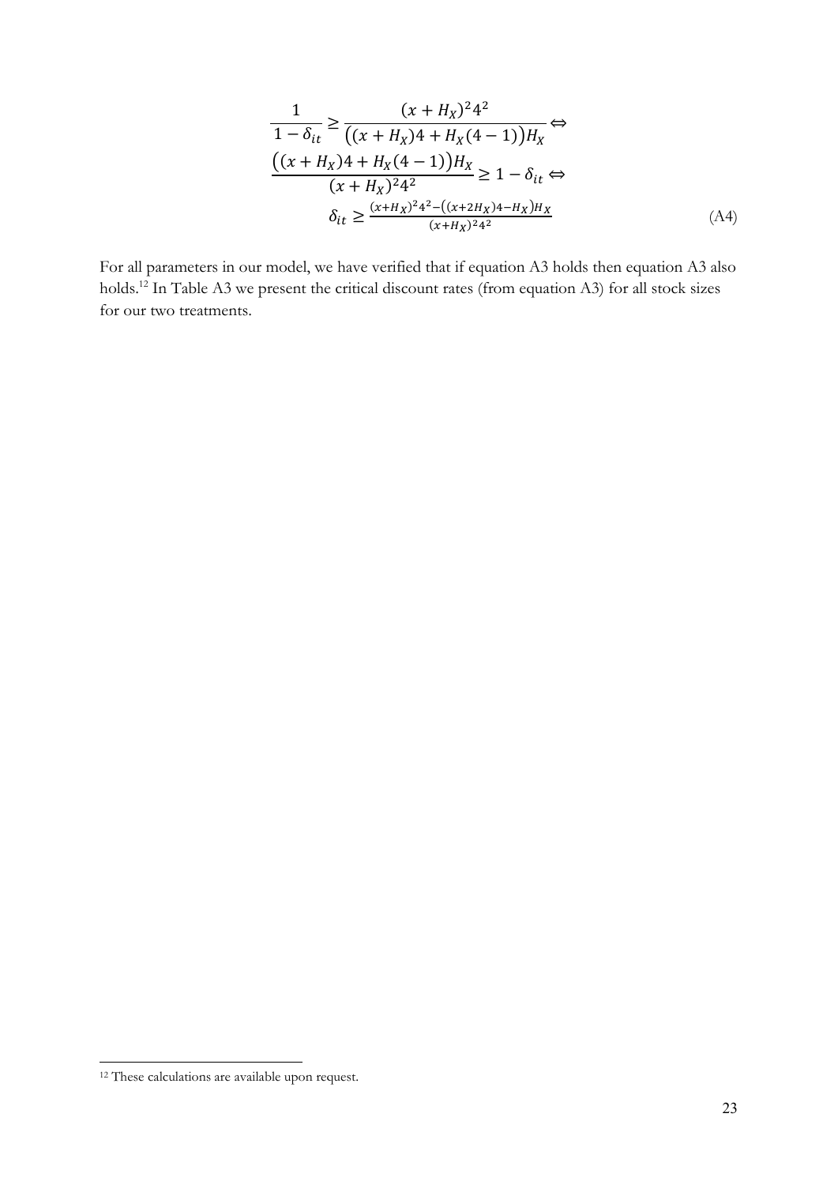$$
\begin{aligned}
\frac{1}{1-\delta_{it}} \geq \frac{(x+H_X)^2 4^2}{\big((x+H_X)4 + H_X(4-1)\big)H_X} &\Leftrightarrow \\
\frac{\big((x+H_X)4 + H_X(4-1)\big)H_X}{(x+H_X)^2 4^2} \geq 1-\delta_{it} &\Leftrightarrow \\
\delta_{it} \geq \frac{(x+H_X)^2 4^2 - \big((x+2H_X)4 - H_X\big)H_X}{(x+H_X)^2 4^2} &
\end{aligned}
\tag{A4}
$$

For all parameters in our model, we have verified that if equation A3 holds then equation A3 also holds.[12] In Table A3 we present the critical discount rates (from equation A3) for all stock sizes for our two treatments.

[12] These calculations are available upon request.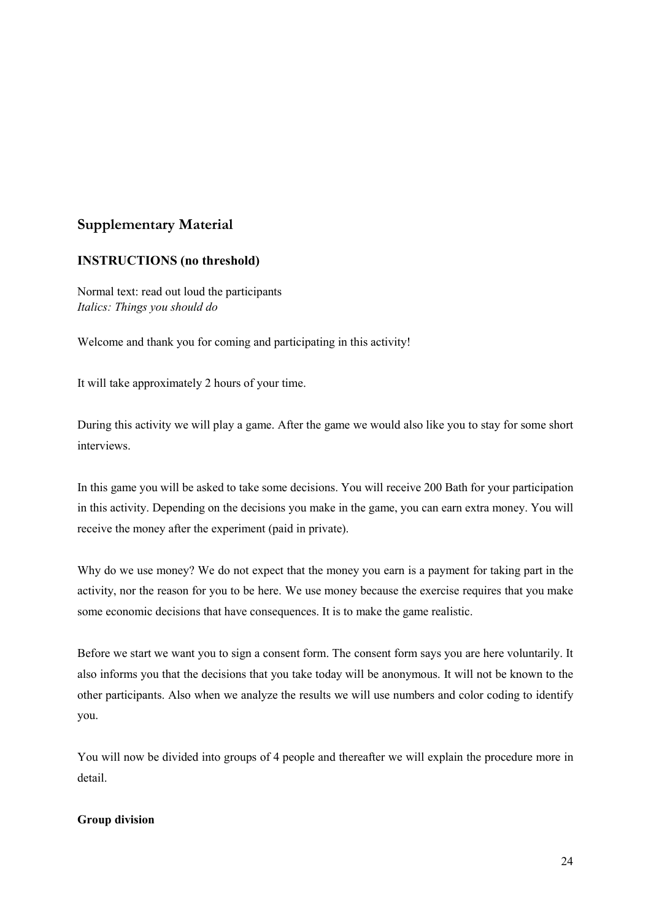## Supplementary Material

### INSTRUCTIONS (no threshold)

Normal text: read out loud the participants
*Italics: Things you should do*

Welcome and thank you for coming and participating in this activity!

It will take approximately 2 hours of your time.

During this activity we will play a game. After the game we would also like you to stay for some short interviews.

In this game you will be asked to take some decisions. You will receive 200 Bath for your participation in this activity. Depending on the decisions you make in the game, you can earn extra money. You will receive the money after the experiment (paid in private).

Why do we use money? We do not expect that the money you earn is a payment for taking part in the activity, nor the reason for you to be here. We use money because the exercise requires that you make some economic decisions that have consequences. It is to make the game realistic.

Before we start we want you to sign a consent form. The consent form says you are here voluntarily. It also informs you that the decisions that you take today will be anonymous. It will not be known to the other participants. Also when we analyze the results we will use numbers and color coding to identify you.

You will now be divided into groups of 4 people and thereafter we will explain the procedure more in detail.

**Group division**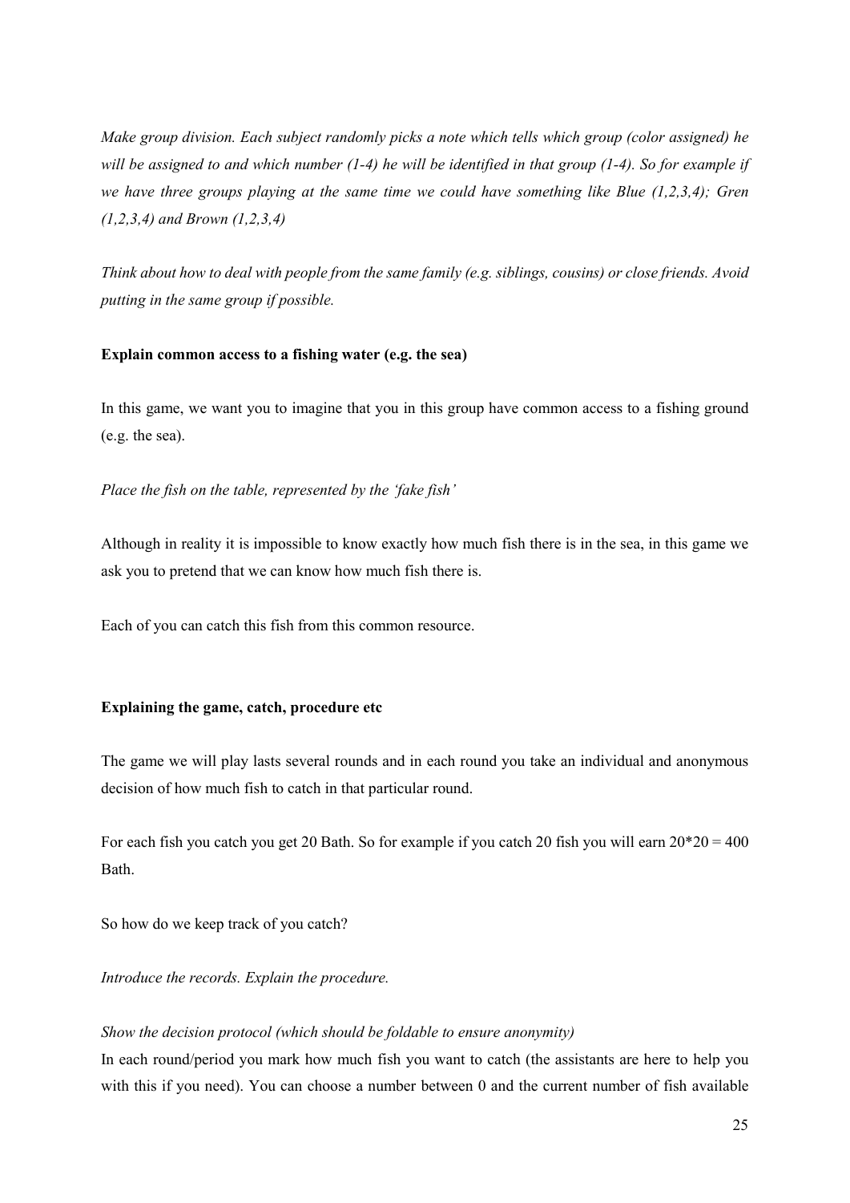*Make group division. Each subject randomly picks a note which tells which group (color assigned) he will be assigned to and which number (1-4) he will be identified in that group (1-4). So for example if we have three groups playing at the same time we could have something like Blue (1,2,3,4); Gren (1,2,3,4) and Brown (1,2,3,4)*

*Think about how to deal with people from the same family (e.g. siblings, cousins) or close friends. Avoid putting in the same group if possible.*

**Explain common access to a fishing water (e.g. the sea)**

In this game, we want you to imagine that you in this group have common access to a fishing ground (e.g. the sea).

*Place the fish on the table, represented by the 'fake fish'*

Although in reality it is impossible to know exactly how much fish there is in the sea, in this game we ask you to pretend that we can know how much fish there is.

Each of you can catch this fish from this common resource.

**Explaining the game, catch, procedure etc**

The game we will play lasts several rounds and in each round you take an individual and anonymous decision of how much fish to catch in that particular round.

For each fish you catch you get 20 Bath. So for example if you catch 20 fish you will earn 20*20 = 400 Bath.

So how do we keep track of you catch?

*Introduce the records. Explain the procedure.*

*Show the decision protocol (which should be foldable to ensure anonymity)*
In each round/period you mark how much fish you want to catch (the assistants are here to help you with this if you need). You can choose a number between 0 and the current number of fish available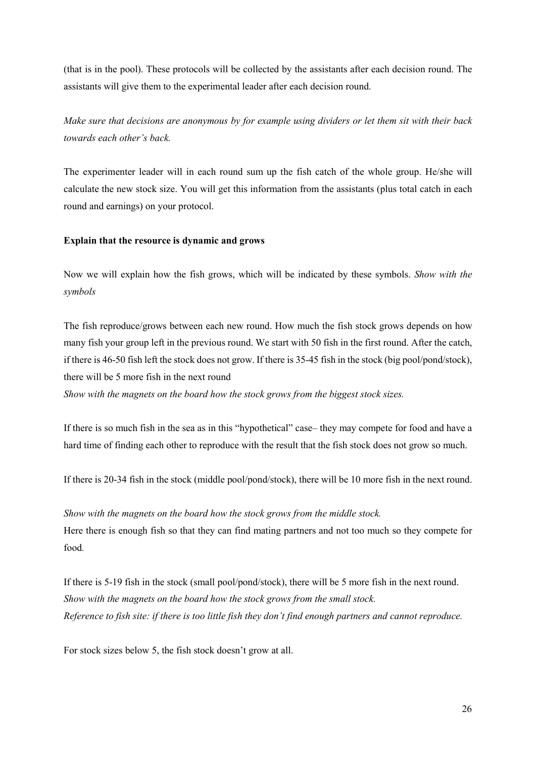(that is in the pool). These protocols will be collected by the assistants after each decision round. The assistants will give them to the experimental leader after each decision round.

*Make sure that decisions are anonymous by for example using dividers or let them sit with their back towards each other's back.*

The experimenter leader will in each round sum up the fish catch of the whole group. He/she will calculate the new stock size. You will get this information from the assistants (plus total catch in each round and earnings) on your protocol.

**Explain that the resource is dynamic and grows**

Now we will explain how the fish grows, which will be indicated by these symbols. *Show with the symbols*

The fish reproduce/grows between each new round. How much the fish stock grows depends on how many fish your group left in the previous round. We start with 50 fish in the first round. After the catch, if there is 46-50 fish left the stock does not grow. If there is 35-45 fish in the stock (big pool/pond/stock), there will be 5 more fish in the next round

*Show with the magnets on the board how the stock grows from the biggest stock sizes.*

If there is so much fish in the sea as in this "hypothetical" case– they may compete for food and have a hard time of finding each other to reproduce with the result that the fish stock does not grow so much.

If there is 20-34 fish in the stock (middle pool/pond/stock), there will be 10 more fish in the next round.

*Show with the magnets on the board how the stock grows from the middle stock.*

Here there is enough fish so that they can find mating partners and not too much so they compete for food*.*

If there is 5-19 fish in the stock (small pool/pond/stock), there will be 5 more fish in the next round.

*Show with the magnets on the board how the stock grows from the small stock.*

*Reference to fish site: if there is too little fish they don't find enough partners and cannot reproduce.*

For stock sizes below 5, the fish stock doesn't grow at all.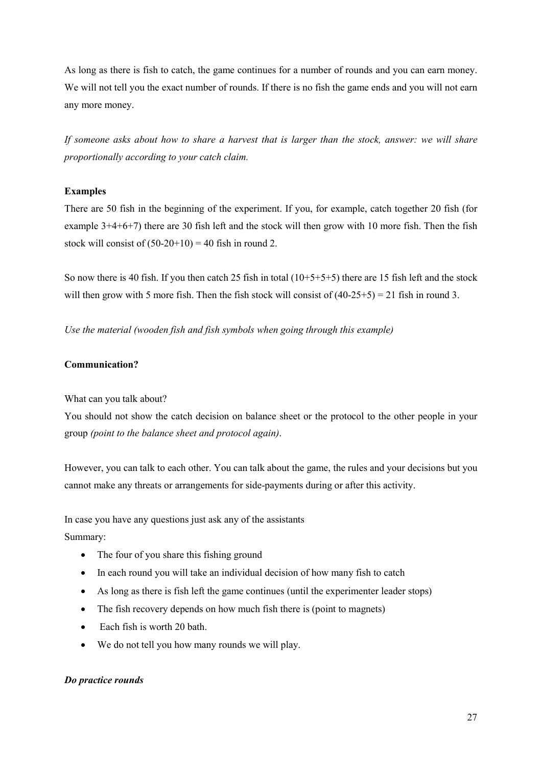As long as there is fish to catch, the game continues for a number of rounds and you can earn money. We will not tell you the exact number of rounds. If there is no fish the game ends and you will not earn any more money.

*If someone asks about how to share a harvest that is larger than the stock, answer: we will share proportionally according to your catch claim.*

**Examples**

There are 50 fish in the beginning of the experiment. If you, for example, catch together 20 fish (for example 3+4+6+7) there are 30 fish left and the stock will then grow with 10 more fish. Then the fish stock will consist of (50-20+10) = 40 fish in round 2.

So now there is 40 fish. If you then catch 25 fish in total (10+5+5+5) there are 15 fish left and the stock will then grow with 5 more fish. Then the fish stock will consist of (40-25+5) = 21 fish in round 3.

*Use the material (wooden fish and fish symbols when going through this example)*

**Communication?**

What can you talk about?

You should not show the catch decision on balance sheet or the protocol to the other people in your group *(point to the balance sheet and protocol again)*.

However, you can talk to each other. You can talk about the game, the rules and your decisions but you cannot make any threats or arrangements for side-payments during or after this activity.

In case you have any questions just ask any of the assistants

Summary:

- The four of you share this fishing ground
- In each round you will take an individual decision of how many fish to catch
- As long as there is fish left the game continues (until the experimenter leader stops)
- The fish recovery depends on how much fish there is (point to magnets)
- Each fish is worth 20 bath.
- We do not tell you how many rounds we will play.

***Do practice rounds***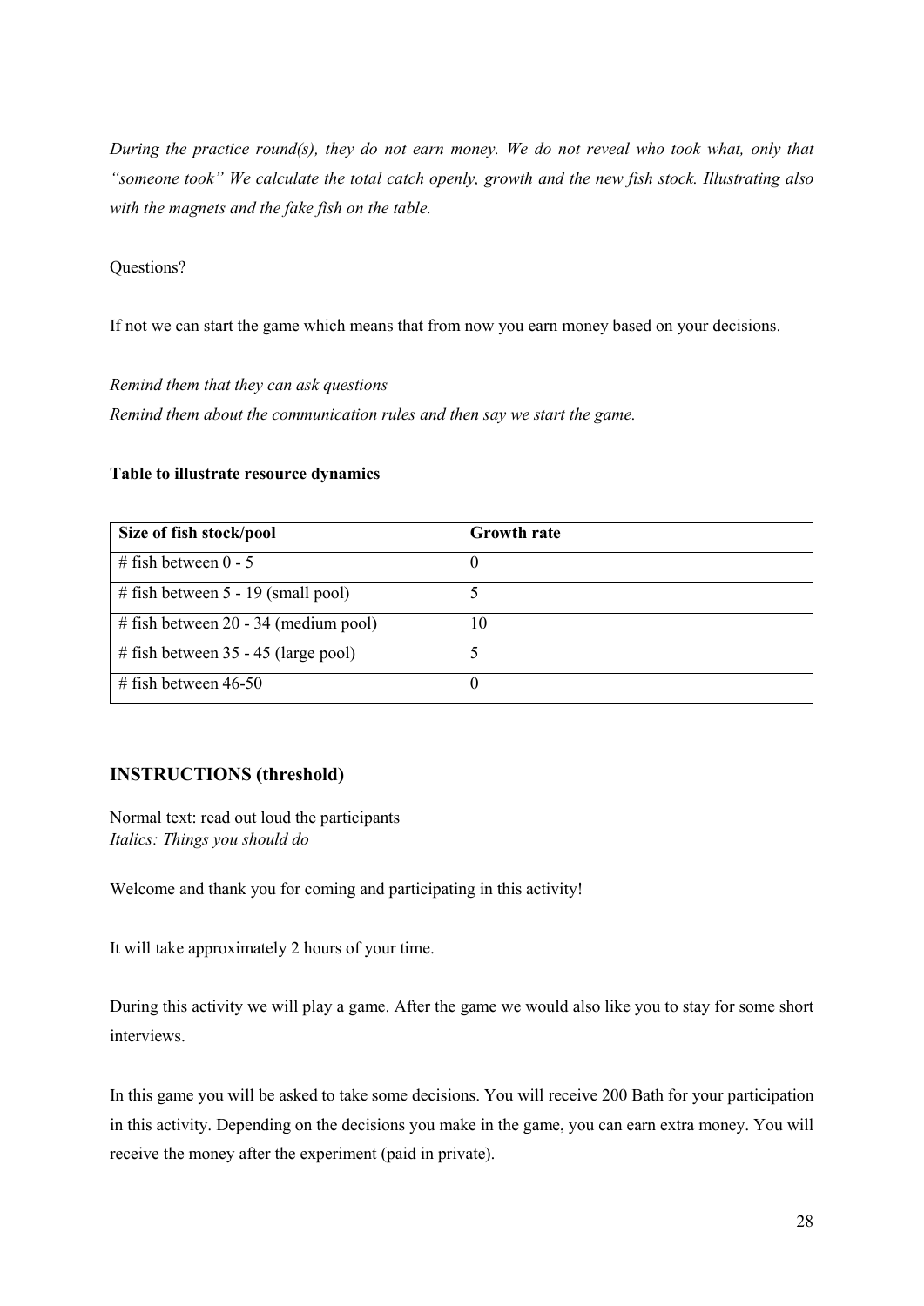*During the practice round(s), they do not earn money. We do not reveal who took what, only that "someone took" We calculate the total catch openly, growth and the new fish stock. Illustrating also with the magnets and the fake fish on the table.*

Questions?

If not we can start the game which means that from now you earn money based on your decisions.

*Remind them that they can ask questions*
*Remind them about the communication rules and then say we start the game.*

**Table to illustrate resource dynamics**

| Size of fish stock/pool | Growth rate |
|---|---|
| # fish between 0 - 5 | 0 |
| # fish between 5 - 19 (small pool) | 5 |
| # fish between 20 - 34 (medium pool) | 10 |
| # fish between 35 - 45 (large pool) | 5 |
| # fish between 46-50 | 0 |

## INSTRUCTIONS (threshold)

Normal text: read out loud the participants
*Italics: Things you should do*

Welcome and thank you for coming and participating in this activity!

It will take approximately 2 hours of your time.

During this activity we will play a game. After the game we would also like you to stay for some short interviews.

In this game you will be asked to take some decisions. You will receive 200 Bath for your participation in this activity. Depending on the decisions you make in the game, you can earn extra money. You will receive the money after the experiment (paid in private).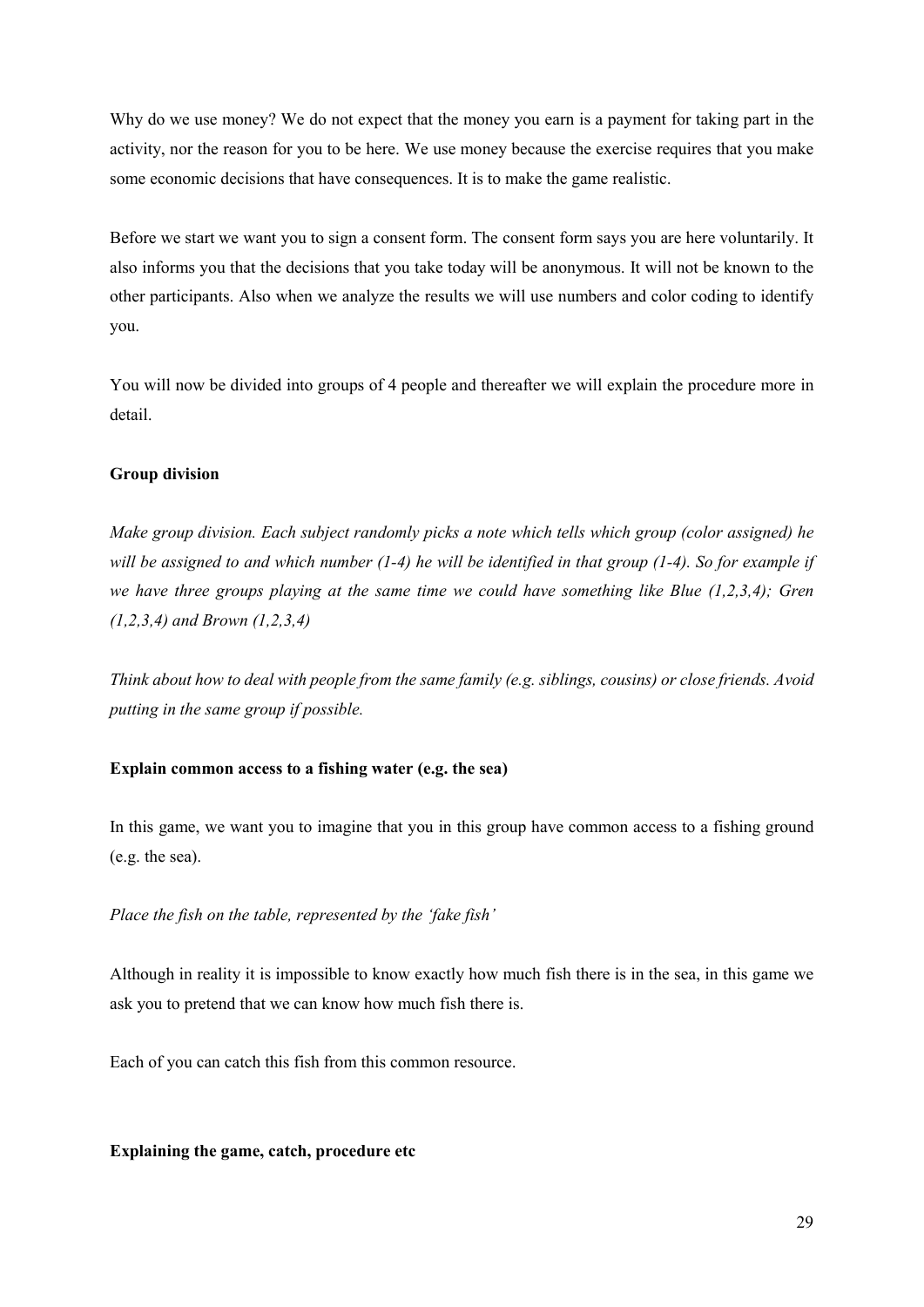Why do we use money? We do not expect that the money you earn is a payment for taking part in the activity, nor the reason for you to be here. We use money because the exercise requires that you make some economic decisions that have consequences. It is to make the game realistic.

Before we start we want you to sign a consent form. The consent form says you are here voluntarily. It also informs you that the decisions that you take today will be anonymous. It will not be known to the other participants. Also when we analyze the results we will use numbers and color coding to identify you.

You will now be divided into groups of 4 people and thereafter we will explain the procedure more in detail.

**Group division**

*Make group division. Each subject randomly picks a note which tells which group (color assigned) he will be assigned to and which number (1-4) he will be identified in that group (1-4). So for example if we have three groups playing at the same time we could have something like Blue (1,2,3,4); Gren (1,2,3,4) and Brown (1,2,3,4)*

*Think about how to deal with people from the same family (e.g. siblings, cousins) or close friends. Avoid putting in the same group if possible.*

**Explain common access to a fishing water (e.g. the sea)**

In this game, we want you to imagine that you in this group have common access to a fishing ground (e.g. the sea).

*Place the fish on the table, represented by the 'fake fish'*

Although in reality it is impossible to know exactly how much fish there is in the sea, in this game we ask you to pretend that we can know how much fish there is.

Each of you can catch this fish from this common resource.

**Explaining the game, catch, procedure etc**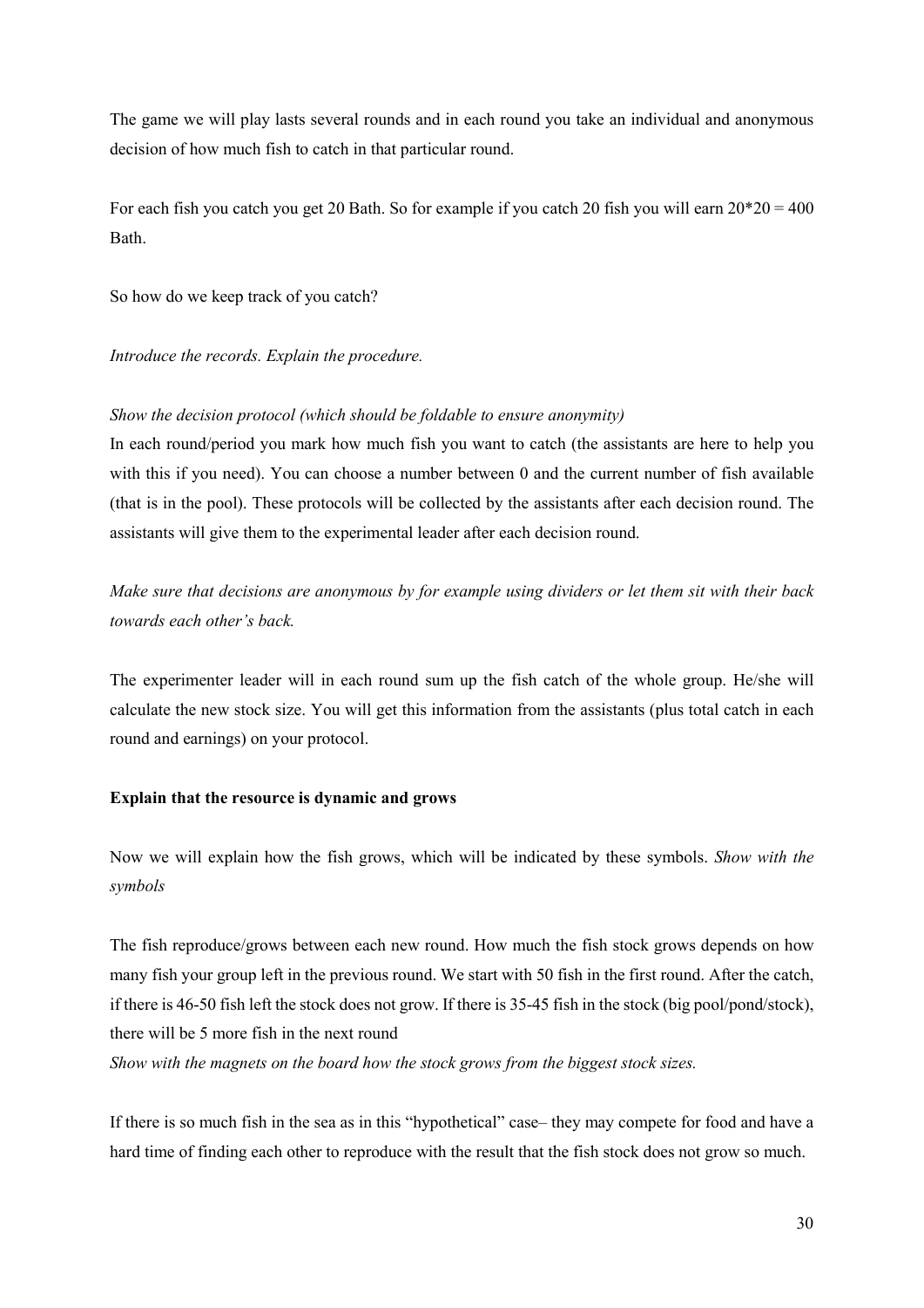The game we will play lasts several rounds and in each round you take an individual and anonymous decision of how much fish to catch in that particular round.

For each fish you catch you get 20 Bath. So for example if you catch 20 fish you will earn 20*20 = 400 Bath.

So how do we keep track of you catch?

*Introduce the records. Explain the procedure.*

*Show the decision protocol (which should be foldable to ensure anonymity)*

In each round/period you mark how much fish you want to catch (the assistants are here to help you with this if you need). You can choose a number between 0 and the current number of fish available (that is in the pool). These protocols will be collected by the assistants after each decision round. The assistants will give them to the experimental leader after each decision round.

*Make sure that decisions are anonymous by for example using dividers or let them sit with their back towards each other's back.*

The experimenter leader will in each round sum up the fish catch of the whole group. He/she will calculate the new stock size. You will get this information from the assistants (plus total catch in each round and earnings) on your protocol.

**Explain that the resource is dynamic and grows**

Now we will explain how the fish grows, which will be indicated by these symbols. *Show with the symbols*

The fish reproduce/grows between each new round. How much the fish stock grows depends on how many fish your group left in the previous round. We start with 50 fish in the first round. After the catch, if there is 46-50 fish left the stock does not grow. If there is 35-45 fish in the stock (big pool/pond/stock), there will be 5 more fish in the next round

*Show with the magnets on the board how the stock grows from the biggest stock sizes.*

If there is so much fish in the sea as in this "hypothetical" case– they may compete for food and have a hard time of finding each other to reproduce with the result that the fish stock does not grow so much.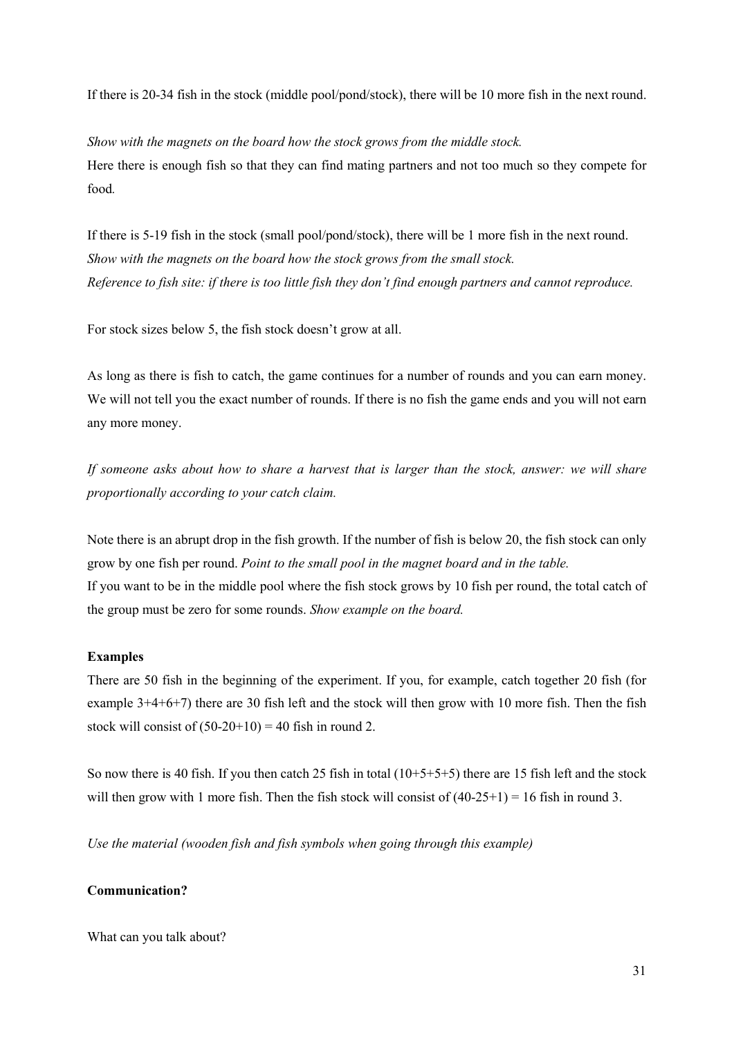If there is 20-34 fish in the stock (middle pool/pond/stock), there will be 10 more fish in the next round.

*Show with the magnets on the board how the stock grows from the middle stock.*
Here there is enough fish so that they can find mating partners and not too much so they compete for food*.*

If there is 5-19 fish in the stock (small pool/pond/stock), there will be 1 more fish in the next round.
*Show with the magnets on the board how the stock grows from the small stock.*
*Reference to fish site: if there is too little fish they don't find enough partners and cannot reproduce.*

For stock sizes below 5, the fish stock doesn't grow at all.

As long as there is fish to catch, the game continues for a number of rounds and you can earn money. We will not tell you the exact number of rounds. If there is no fish the game ends and you will not earn any more money.

*If someone asks about how to share a harvest that is larger than the stock, answer: we will share proportionally according to your catch claim.*

Note there is an abrupt drop in the fish growth. If the number of fish is below 20, the fish stock can only grow by one fish per round. *Point to the small pool in the magnet board and in the table.*
If you want to be in the middle pool where the fish stock grows by 10 fish per round, the total catch of the group must be zero for some rounds. *Show example on the board.*

**Examples**

There are 50 fish in the beginning of the experiment. If you, for example, catch together 20 fish (for example 3+4+6+7) there are 30 fish left and the stock will then grow with 10 more fish. Then the fish stock will consist of (50-20+10) = 40 fish in round 2.

So now there is 40 fish. If you then catch 25 fish in total (10+5+5+5) there are 15 fish left and the stock will then grow with 1 more fish. Then the fish stock will consist of (40-25+1) = 16 fish in round 3.

*Use the material (wooden fish and fish symbols when going through this example)*

**Communication?**

What can you talk about?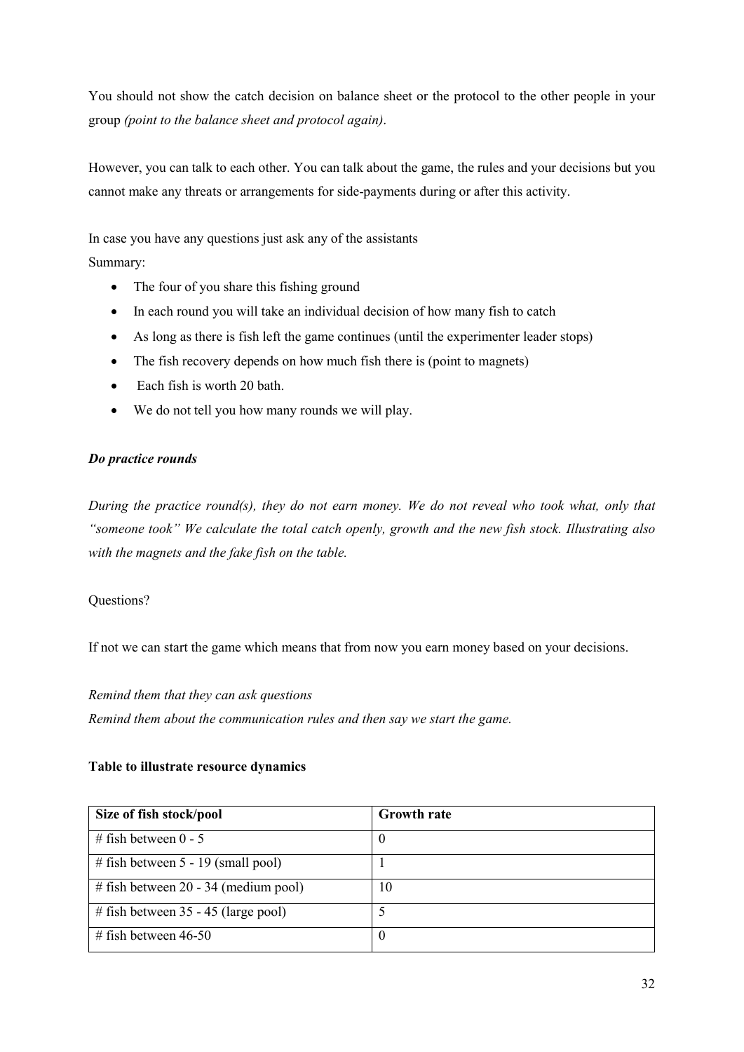You should not show the catch decision on balance sheet or the protocol to the other people in your group *(point to the balance sheet and protocol again)*.

However, you can talk to each other. You can talk about the game, the rules and your decisions but you cannot make any threats or arrangements for side-payments during or after this activity.

In case you have any questions just ask any of the assistants

Summary:

- The four of you share this fishing ground
- In each round you will take an individual decision of how many fish to catch
- As long as there is fish left the game continues (until the experimenter leader stops)
- The fish recovery depends on how much fish there is (point to magnets)
- Each fish is worth 20 bath.
- We do not tell you how many rounds we will play.

***Do practice rounds***

*During the practice round(s), they do not earn money. We do not reveal who took what, only that "someone took" We calculate the total catch openly, growth and the new fish stock. Illustrating also with the magnets and the fake fish on the table.*

Questions?

If not we can start the game which means that from now you earn money based on your decisions.

*Remind them that they can ask questions*

*Remind them about the communication rules and then say we start the game.*

**Table to illustrate resource dynamics**

| Size of fish stock/pool | Growth rate |
|---|---|
| # fish between 0 - 5 | 0 |
| # fish between 5 - 19 (small pool) | 1 |
| # fish between 20 - 34 (medium pool) | 10 |
| # fish between 35 - 45 (large pool) | 5 |
| # fish between 46-50 | 0 |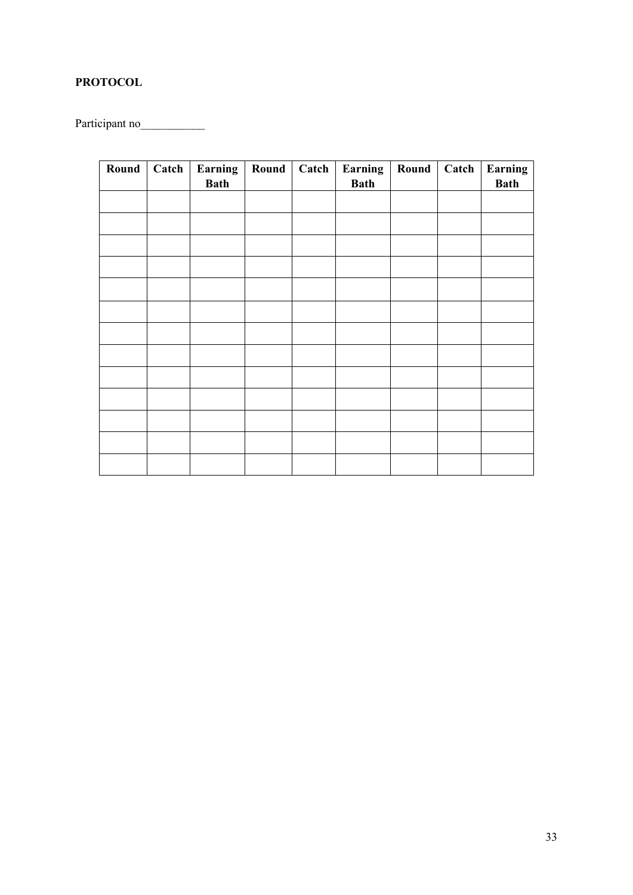**PROTOCOL**

Participant no___________

| Round | Catch | Earning Bath | Round | Catch | Earning Bath | Round | Catch | Earning Bath |
|---|---|---|---|---|---|---|---|---|
| | | | | | | | | |
| | | | | | | | | |
| | | | | | | | | |
| | | | | | | | | |
| | | | | | | | | |
| | | | | | | | | |
| | | | | | | | | |
| | | | | | | | | |
| | | | | | | | | |
| | | | | | | | | |
| | | | | | | | | |
| | | | | | | | | |
| | | | | | | | | |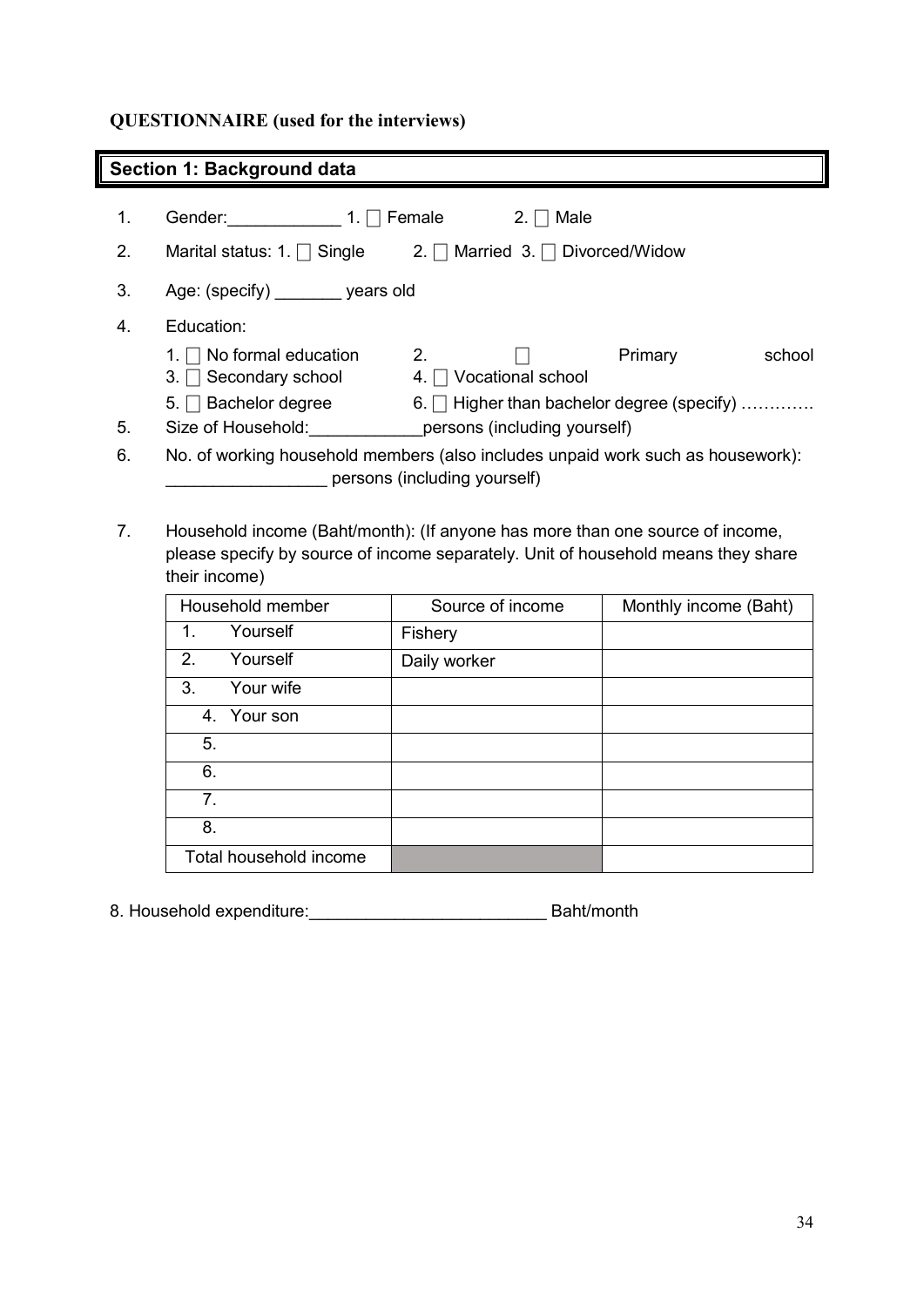**QUESTIONNAIRE (used for the interviews)**

## Section 1: Background data

1. Gender:____________ 1. ☐ Female  2. ☐ Male
2. Marital status: 1. ☐ Single  2. ☐ Married 3. ☐ Divorced/Widow
3. Age: (specify) _______ years old
4. Education:
   1. ☐ No formal education  2. ☐ Primary school
   3. ☐ Secondary school  4. ☐ Vocational school
   5. ☐ Bachelor degree  6. ☐ Higher than bachelor degree (specify) ………….
5. Size of Household:____________persons (including yourself)
6. No. of working household members (also includes unpaid work such as housework): _________________ persons (including yourself)
7. Household income (Baht/month): (If anyone has more than one source of income, please specify by source of income separately. Unit of household means they share their income)

| Household member | Source of income | Monthly income (Baht) |
|---|---|---|
| 1. Yourself | Fishery | |
| 2. Yourself | Daily worker | |
| 3. Your wife | | |
| 4. Your son | | |
| 5. | | |
| 6. | | |
| 7. | | |
| 8. | | |
| Total household income | | |

8. Household expenditure:_________________________ Baht/month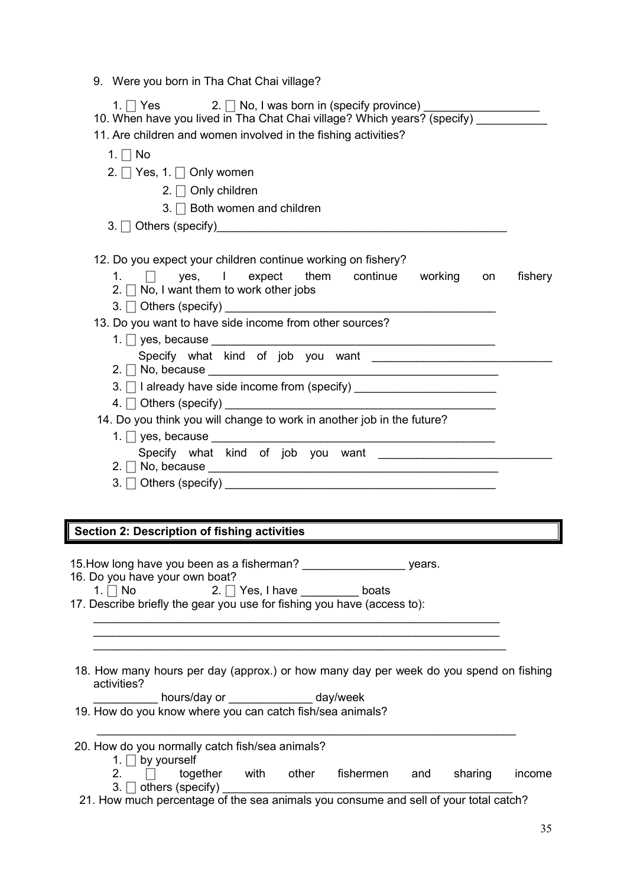9. Were you born in Tha Chat Chai village?

   1. ☐ Yes  2. ☐ No, I was born in (specify province) _________________

10. When have you lived in Tha Chat Chai village? Which years? (specify) ___________

11. Are children and women involved in the fishing activities?

   1. ☐ No
   2. ☐ Yes, 1. ☐ Only women
      2. ☐ Only children
      3. ☐ Both women and children
   3. ☐ Others (specify)_____________________________________________

12. Do you expect your children continue working on fishery?

   1. ☐ yes, I expect them continue working on fishery
   2. ☐ No, I want them to work other jobs
   3. ☐ Others (specify) ________________________________________

13. Do you want to have side income from other sources?

   1. ☐ yes, because ___________________________________________
      Specify what kind of job you want ___________________________
   2. ☐ No, because ____________________________________________
   3. ☐ I already have side income from (specify) ______________________
   4. ☐ Others (specify) ________________________________________

14. Do you think you will change to work in another job in the future?

   1. ☐ yes, because ___________________________________________
      Specify what kind of job you want __________________________
   2. ☐ No, because ____________________________________________
   3. ☐ Others (specify) ________________________________________

## Section 2: Description of fishing activities

15. How long have you been as a fisherman? ________________ years.

16. Do you have your own boat?

   1. ☐ No  2. ☐ Yes, I have _________ boats

17. Describe briefly the gear you use for fishing you have (access to):

   _______________________________________________________________
   _______________________________________________________________
   _______________________________________________________________

18. How many hours per day (approx.) or how many day per week do you spend on fishing activities?

   __________ hours/day or _____________ day/week

19. How do you know where you can catch fish/sea animals?

   _______________________________________________________________

20. How do you normally catch fish/sea animals?

   1. ☐ by yourself
   2. ☐ together with other fishermen and sharing income
   3. ☐ others (specify) ___________________________________________

21. How much percentage of the sea animals you consume and sell of your total catch?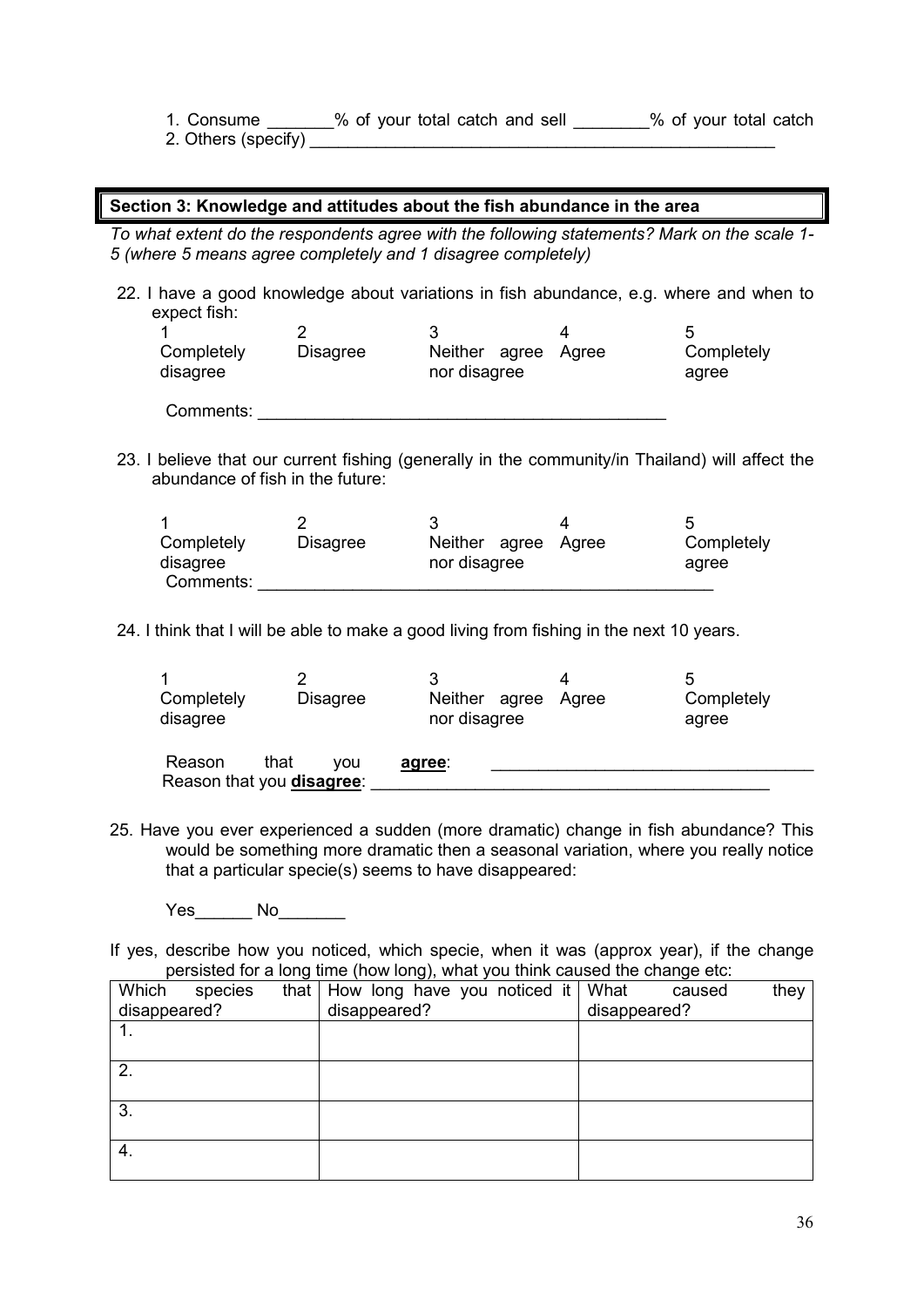1. Consume _______% of your total catch and sell ________% of your total catch
2. Others (specify) ___________________________________________________

## Section 3: Knowledge and attitudes about the fish abundance in the area

*To what extent do the respondents agree with the following statements? Mark on the scale 1-5 (where 5 means agree completely and 1 disagree completely)*

22. I have a good knowledge about variations in fish abundance, e.g. where and when to expect fish:

| 1 | 2 | 3 | 4 | 5 |
|---|---|---|---|---|
| Completely disagree | Disagree | Neither agree nor disagree | Agree | Completely agree |

Comments: ____________________________________________

23. I believe that our current fishing (generally in the community/in Thailand) will affect the abundance of fish in the future:

| 1 | 2 | 3 | 4 | 5 |
|---|---|---|---|---|
| Completely disagree | Disagree | Neither agree nor disagree | Agree | Completely agree |

Comments: ________________________________________________

24. I think that I will be able to make a good living from fishing in the next 10 years.

| 1 | 2 | 3 | 4 | 5 |
|---|---|---|---|---|
| Completely disagree | Disagree | Neither agree nor disagree | Agree | Completely agree |

Reason that you **agree**: __________________________________
Reason that you **disagree**: ____________________________________________

25. Have you ever experienced a sudden (more dramatic) change in fish abundance? This would be something more dramatic then a seasonal variation, where you really notice that a particular specie(s) seems to have disappeared:

Yes______ No_______

If yes, describe how you noticed, which specie, when it was (approx year), if the change persisted for a long time (how long), what you think caused the change etc:

| Which species that disappeared? | How long have you noticed it disappeared? | What caused they disappeared? |
|---|---|---|
| 1. | | |
| 2. | | |
| 3. | | |
| 4. | | |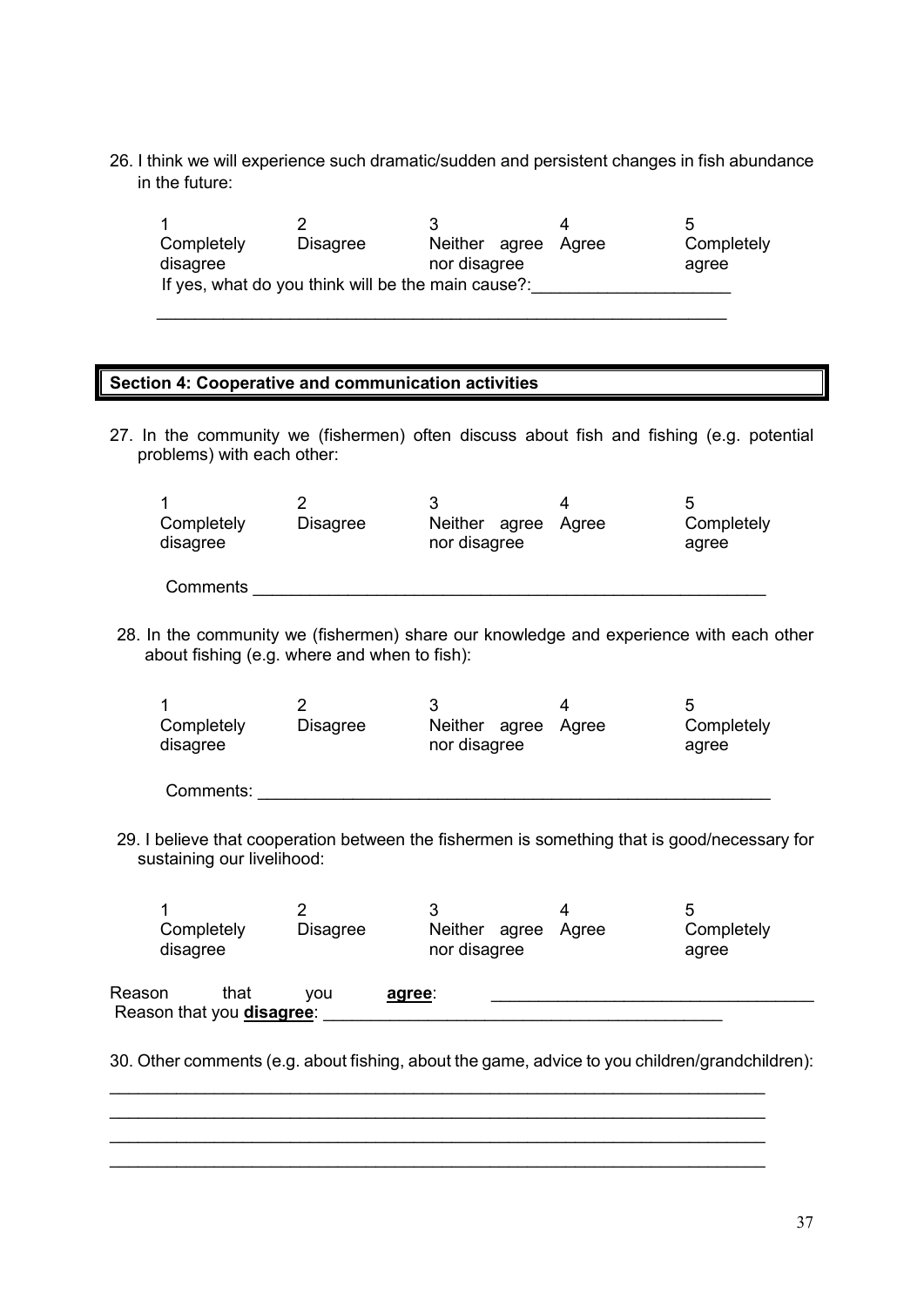26. I think we will experience such dramatic/sudden and persistent changes in fish abundance in the future:

| 1 | 2 | 3 | 4 | 5 |
|---|---|---|---|---|
| Completely disagree | Disagree | Neither agree nor disagree | Agree | Completely agree |

If yes, what do you think will be the main cause?:____________________

____________________________________________________________

## Section 4: Cooperative and communication activities

27. In the community we (fishermen) often discuss about fish and fishing (e.g. potential problems) with each other:

| 1 | 2 | 3 | 4 | 5 |
|---|---|---|---|---|
| Completely disagree | Disagree | Neither agree nor disagree | Agree | Completely agree |

Comments ____________________________________________________

28. In the community we (fishermen) share our knowledge and experience with each other about fishing (e.g. where and when to fish):

| 1 | 2 | 3 | 4 | 5 |
|---|---|---|---|---|
| Completely disagree | Disagree | Neither agree nor disagree | Agree | Completely agree |

Comments: ____________________________________________________

29. I believe that cooperation between the fishermen is something that is good/necessary for sustaining our livelihood:

| 1 | 2 | 3 | 4 | 5 |
|---|---|---|---|---|
| Completely disagree | Disagree | Neither agree nor disagree | Agree | Completely agree |

Reason that you **agree**: ________________________________
Reason that you **disagree**: __________________________________________

30. Other comments (e.g. about fishing, about the game, advice to you children/grandchildren):

____________________________________________________________
____________________________________________________________
____________________________________________________________
____________________________________________________________